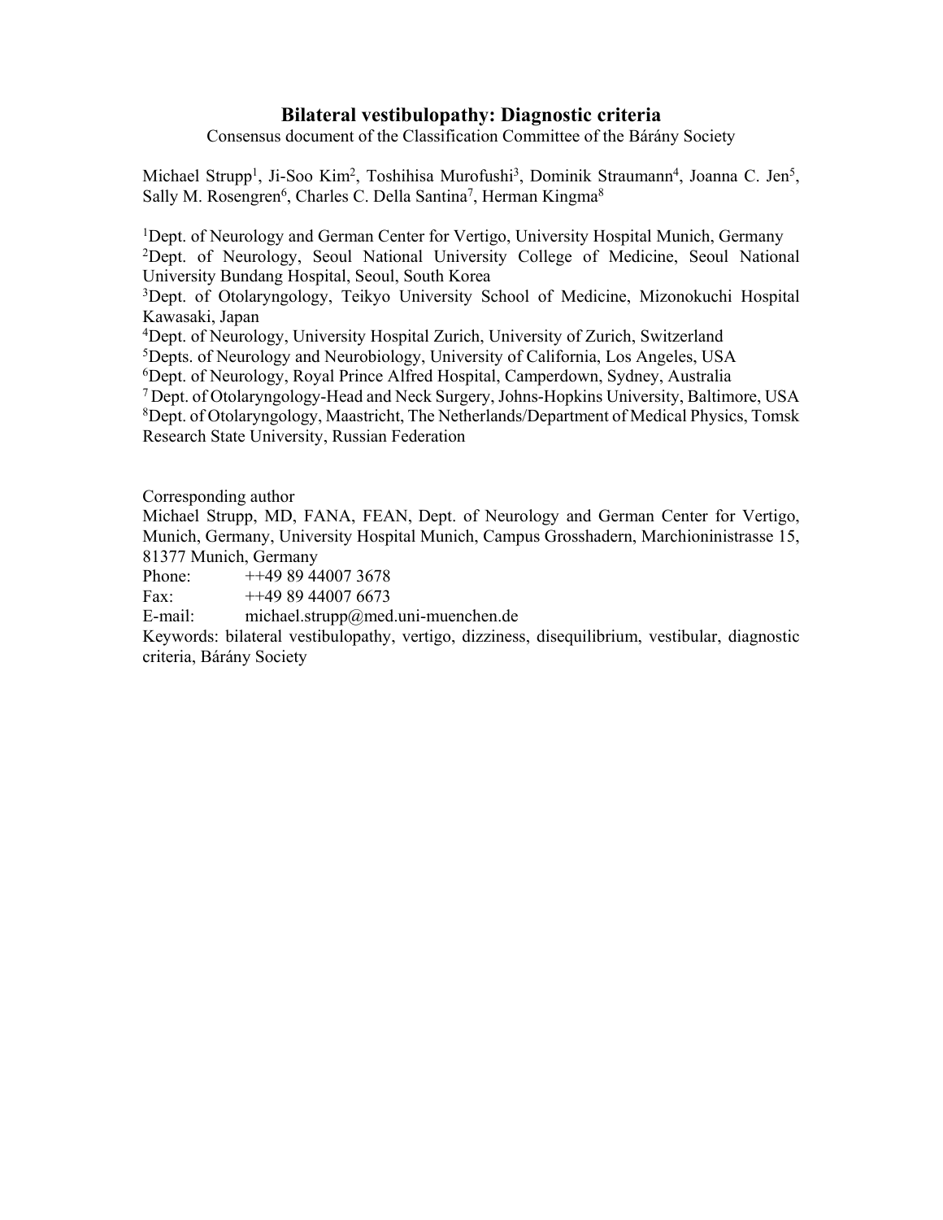# Bilateral vestibulopathy: Diagnostic criteria

Consensus document of the Classification Committee of the Bárány Society

Michael Strupp[1], Ji-Soo Kim[2], Toshihisa Murofushi[3], Dominik Straumann[4], Joanna C. Jen[5], Sally M. Rosengren[6], Charles C. Della Santina[7], Herman Kingma[8]

[1]Dept. of Neurology and German Center for Vertigo, University Hospital Munich, Germany
[2]Dept. of Neurology, Seoul National University College of Medicine, Seoul National University Bundang Hospital, Seoul, South Korea
[3]Dept. of Otolaryngology, Teikyo University School of Medicine, Mizonokuchi Hospital Kawasaki, Japan
[4]Dept. of Neurology, University Hospital Zurich, University of Zurich, Switzerland
[5]Depts. of Neurology and Neurobiology, University of California, Los Angeles, USA
[6]Dept. of Neurology, Royal Prince Alfred Hospital, Camperdown, Sydney, Australia
[7] Dept. of Otolaryngology-Head and Neck Surgery, Johns-Hopkins University, Baltimore, USA
[8]Dept. of Otolaryngology, Maastricht, The Netherlands/Department of Medical Physics, Tomsk Research State University, Russian Federation

Corresponding author
Michael Strupp, MD, FANA, FEAN, Dept. of Neurology and German Center for Vertigo, Munich, Germany, University Hospital Munich, Campus Grosshadern, Marchioninistrasse 15, 81377 Munich, Germany
Phone: ++49 89 44007 3678
Fax: ++49 89 44007 6673
E-mail: michael.strupp@med.uni-muenchen.de
Keywords: bilateral vestibulopathy, vertigo, dizziness, disequilibrium, vestibular, diagnostic criteria, Bárány Society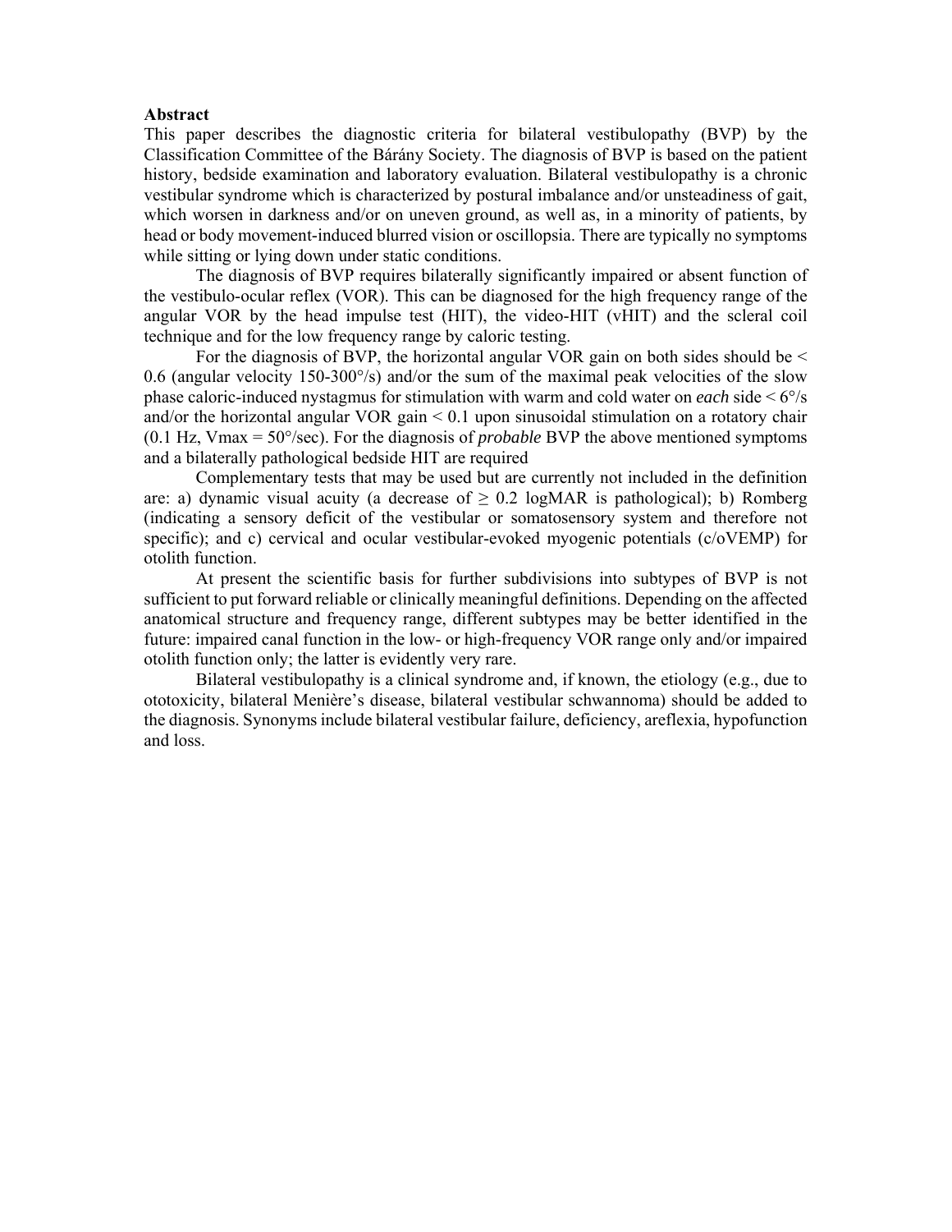**Abstract**

This paper describes the diagnostic criteria for bilateral vestibulopathy (BVP) by the Classification Committee of the Bárány Society. The diagnosis of BVP is based on the patient history, bedside examination and laboratory evaluation. Bilateral vestibulopathy is a chronic vestibular syndrome which is characterized by postural imbalance and/or unsteadiness of gait, which worsen in darkness and/or on uneven ground, as well as, in a minority of patients, by head or body movement-induced blurred vision or oscillopsia. There are typically no symptoms while sitting or lying down under static conditions.

The diagnosis of BVP requires bilaterally significantly impaired or absent function of the vestibulo-ocular reflex (VOR). This can be diagnosed for the high frequency range of the angular VOR by the head impulse test (HIT), the video-HIT (vHIT) and the scleral coil technique and for the low frequency range by caloric testing.

For the diagnosis of BVP, the horizontal angular VOR gain on both sides should be < 0.6 (angular velocity 150-300°/s) and/or the sum of the maximal peak velocities of the slow phase caloric-induced nystagmus for stimulation with warm and cold water on *each* side < 6°/s and/or the horizontal angular VOR gain < 0.1 upon sinusoidal stimulation on a rotatory chair (0.1 Hz, Vmax = 50°/sec). For the diagnosis of *probable* BVP the above mentioned symptoms and a bilaterally pathological bedside HIT are required

Complementary tests that may be used but are currently not included in the definition are: a) dynamic visual acuity (a decrease of ≥ 0.2 logMAR is pathological); b) Romberg (indicating a sensory deficit of the vestibular or somatosensory system and therefore not specific); and c) cervical and ocular vestibular-evoked myogenic potentials (c/oVEMP) for otolith function.

At present the scientific basis for further subdivisions into subtypes of BVP is not sufficient to put forward reliable or clinically meaningful definitions. Depending on the affected anatomical structure and frequency range, different subtypes may be better identified in the future: impaired canal function in the low- or high-frequency VOR range only and/or impaired otolith function only; the latter is evidently very rare.

Bilateral vestibulopathy is a clinical syndrome and, if known, the etiology (e.g., due to ototoxicity, bilateral Menière's disease, bilateral vestibular schwannoma) should be added to the diagnosis. Synonyms include bilateral vestibular failure, deficiency, areflexia, hypofunction and loss.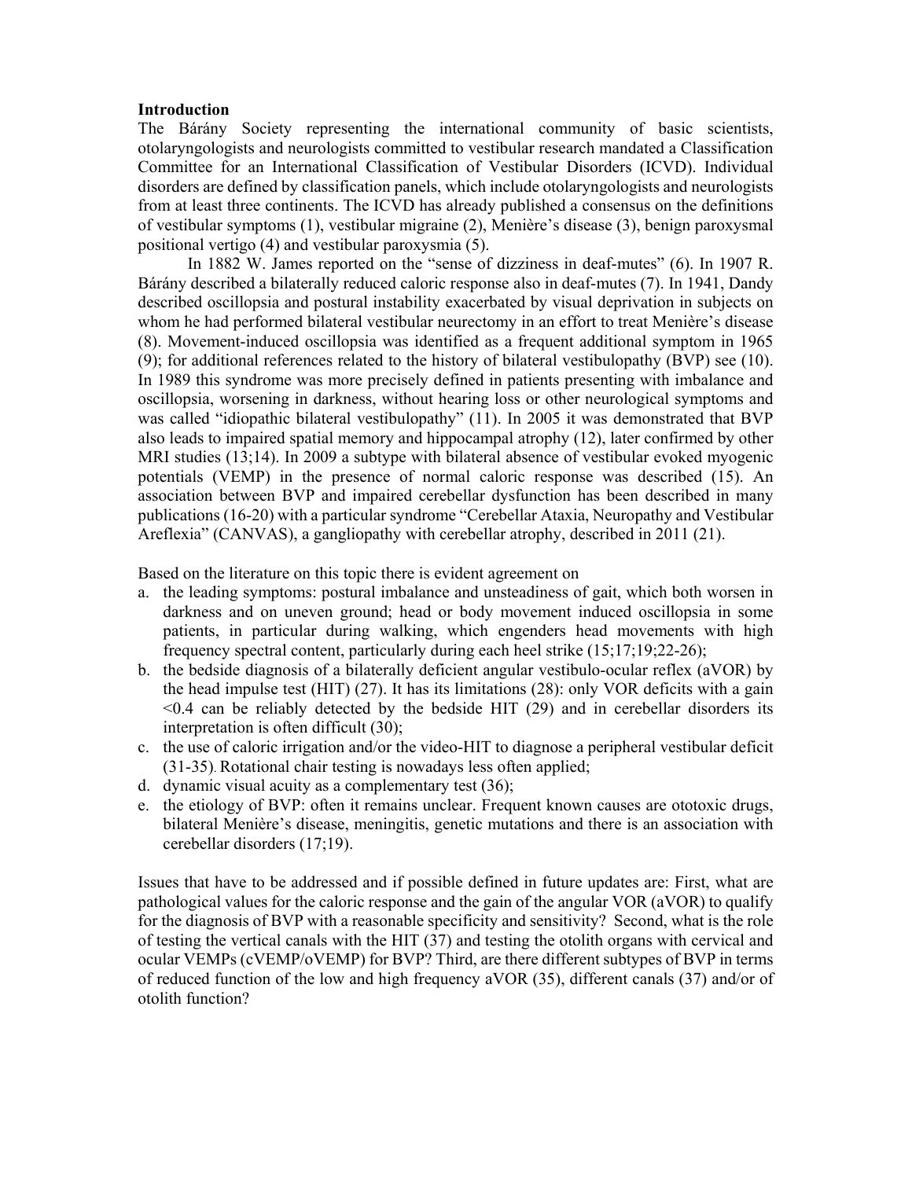## Introduction

The Bárány Society representing the international community of basic scientists, otolaryngologists and neurologists committed to vestibular research mandated a Classification Committee for an International Classification of Vestibular Disorders (ICVD). Individual disorders are defined by classification panels, which include otolaryngologists and neurologists from at least three continents. The ICVD has already published a consensus on the definitions of vestibular symptoms (1), vestibular migraine (2), Menière's disease (3), benign paroxysmal positional vertigo (4) and vestibular paroxysmia (5).

In 1882 W. James reported on the "sense of dizziness in deaf-mutes" (6). In 1907 R. Bárány described a bilaterally reduced caloric response also in deaf-mutes (7). In 1941, Dandy described oscillopsia and postural instability exacerbated by visual deprivation in subjects on whom he had performed bilateral vestibular neurectomy in an effort to treat Menière's disease (8). Movement-induced oscillopsia was identified as a frequent additional symptom in 1965 (9); for additional references related to the history of bilateral vestibulopathy (BVP) see (10). In 1989 this syndrome was more precisely defined in patients presenting with imbalance and oscillopsia, worsening in darkness, without hearing loss or other neurological symptoms and was called "idiopathic bilateral vestibulopathy" (11). In 2005 it was demonstrated that BVP also leads to impaired spatial memory and hippocampal atrophy (12), later confirmed by other MRI studies (13;14). In 2009 a subtype with bilateral absence of vestibular evoked myogenic potentials (VEMP) in the presence of normal caloric response was described (15). An association between BVP and impaired cerebellar dysfunction has been described in many publications (16-20) with a particular syndrome "Cerebellar Ataxia, Neuropathy and Vestibular Areflexia" (CANVAS), a gangliopathy with cerebellar atrophy, described in 2011 (21).

Based on the literature on this topic there is evident agreement on

a. the leading symptoms: postural imbalance and unsteadiness of gait, which both worsen in darkness and on uneven ground; head or body movement induced oscillopsia in some patients, in particular during walking, which engenders head movements with high frequency spectral content, particularly during each heel strike (15;17;19;22-26);
b. the bedside diagnosis of a bilaterally deficient angular vestibulo-ocular reflex (aVOR) by the head impulse test (HIT) (27). It has its limitations (28): only VOR deficits with a gain <0.4 can be reliably detected by the bedside HIT (29) and in cerebellar disorders its interpretation is often difficult (30);
c. the use of caloric irrigation and/or the video-HIT to diagnose a peripheral vestibular deficit (31-35). Rotational chair testing is nowadays less often applied;
d. dynamic visual acuity as a complementary test (36);
e. the etiology of BVP: often it remains unclear. Frequent known causes are ototoxic drugs, bilateral Menière's disease, meningitis, genetic mutations and there is an association with cerebellar disorders (17;19).

Issues that have to be addressed and if possible defined in future updates are: First, what are pathological values for the caloric response and the gain of the angular VOR (aVOR) to qualify for the diagnosis of BVP with a reasonable specificity and sensitivity? Second, what is the role of testing the vertical canals with the HIT (37) and testing the otolith organs with cervical and ocular VEMPs (cVEMP/oVEMP) for BVP? Third, are there different subtypes of BVP in terms of reduced function of the low and high frequency aVOR (35), different canals (37) and/or of otolith function?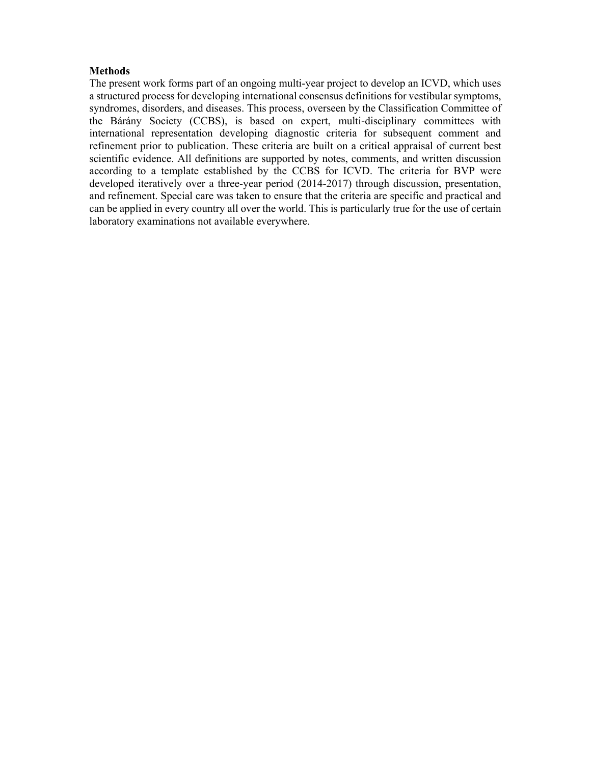**Methods**

The present work forms part of an ongoing multi-year project to develop an ICVD, which uses a structured process for developing international consensus definitions for vestibular symptoms, syndromes, disorders, and diseases. This process, overseen by the Classification Committee of the Bárány Society (CCBS), is based on expert, multi-disciplinary committees with international representation developing diagnostic criteria for subsequent comment and refinement prior to publication. These criteria are built on a critical appraisal of current best scientific evidence. All definitions are supported by notes, comments, and written discussion according to a template established by the CCBS for ICVD. The criteria for BVP were developed iteratively over a three-year period (2014-2017) through discussion, presentation, and refinement. Special care was taken to ensure that the criteria are specific and practical and can be applied in every country all over the world. This is particularly true for the use of certain laboratory examinations not available everywhere.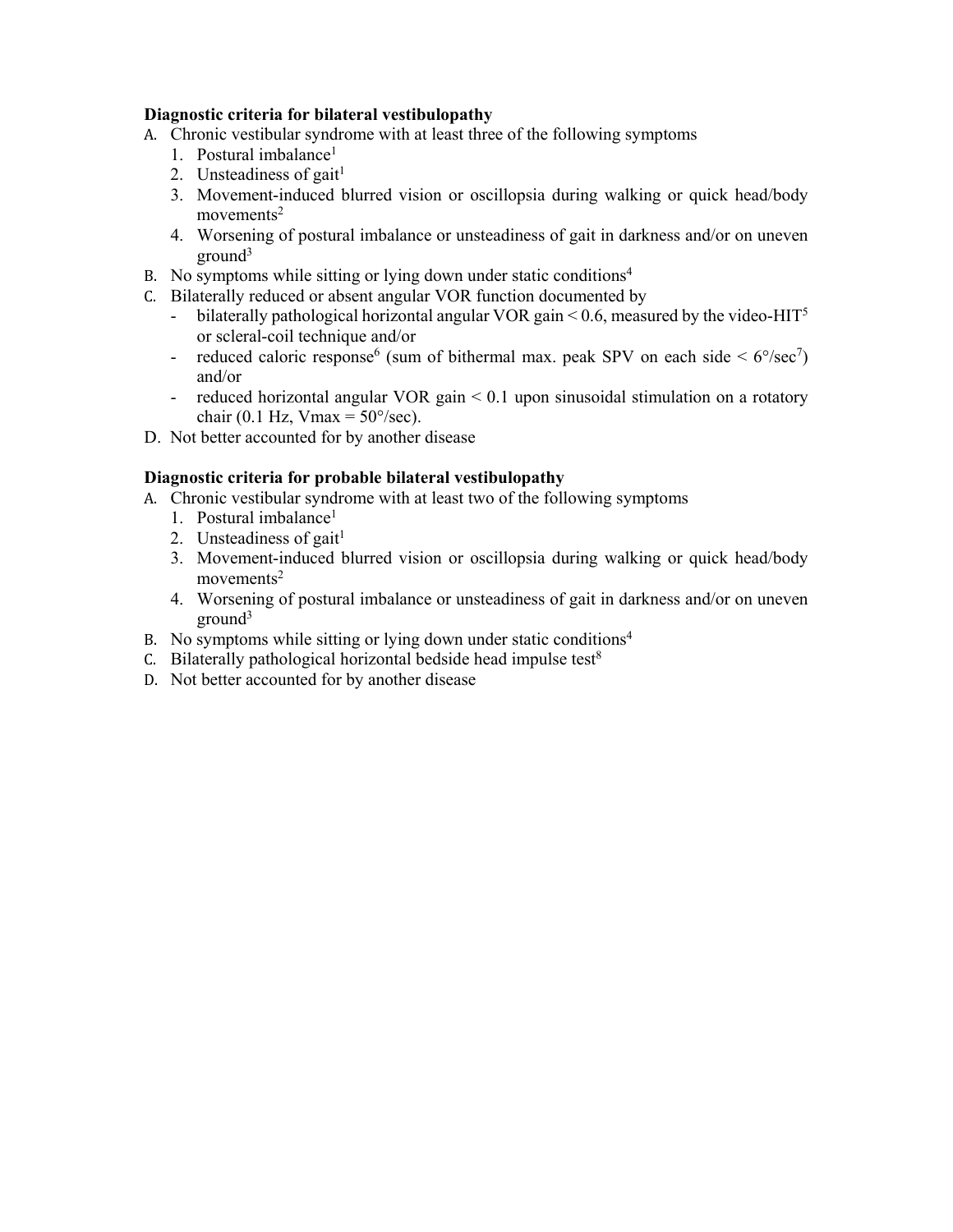**Diagnostic criteria for bilateral vestibulopathy**

A. Chronic vestibular syndrome with at least three of the following symptoms
   1. Postural imbalance[1]
   2. Unsteadiness of gait[1]
   3. Movement-induced blurred vision or oscillopsia during walking or quick head/body movements[2]
   4. Worsening of postural imbalance or unsteadiness of gait in darkness and/or on uneven ground[3]

B. No symptoms while sitting or lying down under static conditions[4]

C. Bilaterally reduced or absent angular VOR function documented by
   - bilaterally pathological horizontal angular VOR gain < 0.6, measured by the video-HIT[5] or scleral-coil technique and/or
   - reduced caloric response[6] (sum of bithermal max. peak SPV on each side < 6°/sec[7]) and/or
   - reduced horizontal angular VOR gain < 0.1 upon sinusoidal stimulation on a rotatory chair (0.1 Hz, Vmax = 50°/sec).

D. Not better accounted for by another disease

**Diagnostic criteria for probable bilateral vestibulopathy**

A. Chronic vestibular syndrome with at least two of the following symptoms
   1. Postural imbalance[1]
   2. Unsteadiness of gait[1]
   3. Movement-induced blurred vision or oscillopsia during walking or quick head/body movements[2]
   4. Worsening of postural imbalance or unsteadiness of gait in darkness and/or on uneven ground[3]

B. No symptoms while sitting or lying down under static conditions[4]

C. Bilaterally pathological horizontal bedside head impulse test[8]

D. Not better accounted for by another disease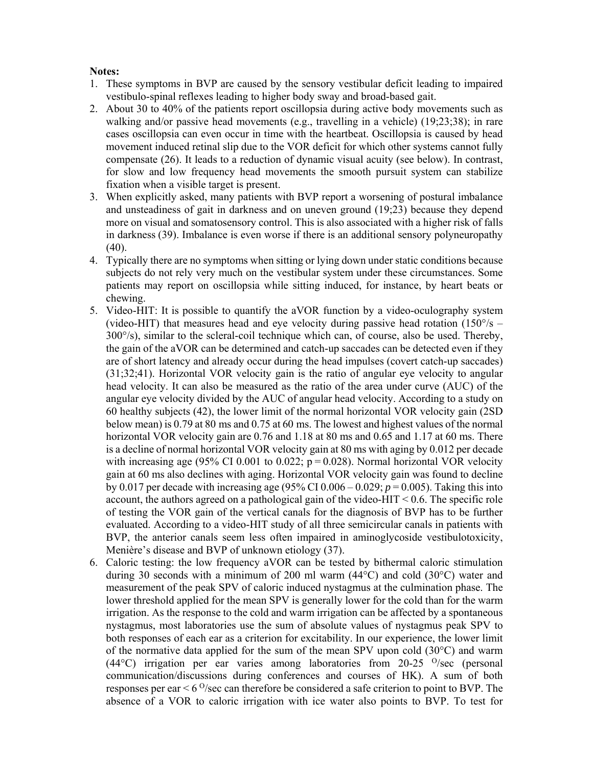**Notes:**

1. These symptoms in BVP are caused by the sensory vestibular deficit leading to impaired vestibulo-spinal reflexes leading to higher body sway and broad-based gait.
2. About 30 to 40% of the patients report oscillopsia during active body movements such as walking and/or passive head movements (e.g., travelling in a vehicle) (19;23;38); in rare cases oscillopsia can even occur in time with the heartbeat. Oscillopsia is caused by head movement induced retinal slip due to the VOR deficit for which other systems cannot fully compensate (26). It leads to a reduction of dynamic visual acuity (see below). In contrast, for slow and low frequency head movements the smooth pursuit system can stabilize fixation when a visible target is present.
3. When explicitly asked, many patients with BVP report a worsening of postural imbalance and unsteadiness of gait in darkness and on uneven ground (19;23) because they depend more on visual and somatosensory control. This is also associated with a higher risk of falls in darkness (39). Imbalance is even worse if there is an additional sensory polyneuropathy (40).
4. Typically there are no symptoms when sitting or lying down under static conditions because subjects do not rely very much on the vestibular system under these circumstances. Some patients may report on oscillopsia while sitting induced, for instance, by heart beats or chewing.
5. Video-HIT: It is possible to quantify the aVOR function by a video-oculography system (video-HIT) that measures head and eye velocity during passive head rotation (150°/s – 300°/s), similar to the scleral-coil technique which can, of course, also be used. Thereby, the gain of the aVOR can be determined and catch-up saccades can be detected even if they are of short latency and already occur during the head impulses (covert catch-up saccades) (31;32;41). Horizontal VOR velocity gain is the ratio of angular eye velocity to angular head velocity. It can also be measured as the ratio of the area under curve (AUC) of the angular eye velocity divided by the AUC of angular head velocity. According to a study on 60 healthy subjects (42), the lower limit of the normal horizontal VOR velocity gain (2SD below mean) is 0.79 at 80 ms and 0.75 at 60 ms. The lowest and highest values of the normal horizontal VOR velocity gain are 0.76 and 1.18 at 80 ms and 0.65 and 1.17 at 60 ms. There is a decline of normal horizontal VOR velocity gain at 80 ms with aging by 0.012 per decade with increasing age (95% CI 0.001 to 0.022; $p = 0.028$). Normal horizontal VOR velocity gain at 60 ms also declines with aging. Horizontal VOR velocity gain was found to decline by 0.017 per decade with increasing age (95% CI 0.006 – 0.029; $p = 0.005$). Taking this into account, the authors agreed on a pathological gain of the video-HIT < 0.6. The specific role of testing the VOR gain of the vertical canals for the diagnosis of BVP has to be further evaluated. According to a video-HIT study of all three semicircular canals in patients with BVP, the anterior canals seem less often impaired in aminoglycoside vestibulotoxicity, Menière's disease and BVP of unknown etiology (37).
6. Caloric testing: the low frequency aVOR can be tested by bithermal caloric stimulation during 30 seconds with a minimum of 200 ml warm (44°C) and cold (30°C) water and measurement of the peak SPV of caloric induced nystagmus at the culmination phase. The lower threshold applied for the mean SPV is generally lower for the cold than for the warm irrigation. As the response to the cold and warm irrigation can be affected by a spontaneous nystagmus, most laboratories use the sum of absolute values of nystagmus peak SPV to both responses of each ear as a criterion for excitability. In our experience, the lower limit of the normative data applied for the sum of the mean SPV upon cold (30°C) and warm (44°C) irrigation per ear varies among laboratories from 20-25 °/sec (personal communication/discussions during conferences and courses of HK). A sum of both responses per ear < 6 °/sec can therefore be considered a safe criterion to point to BVP. The absence of a VOR to caloric irrigation with ice water also points to BVP. To test for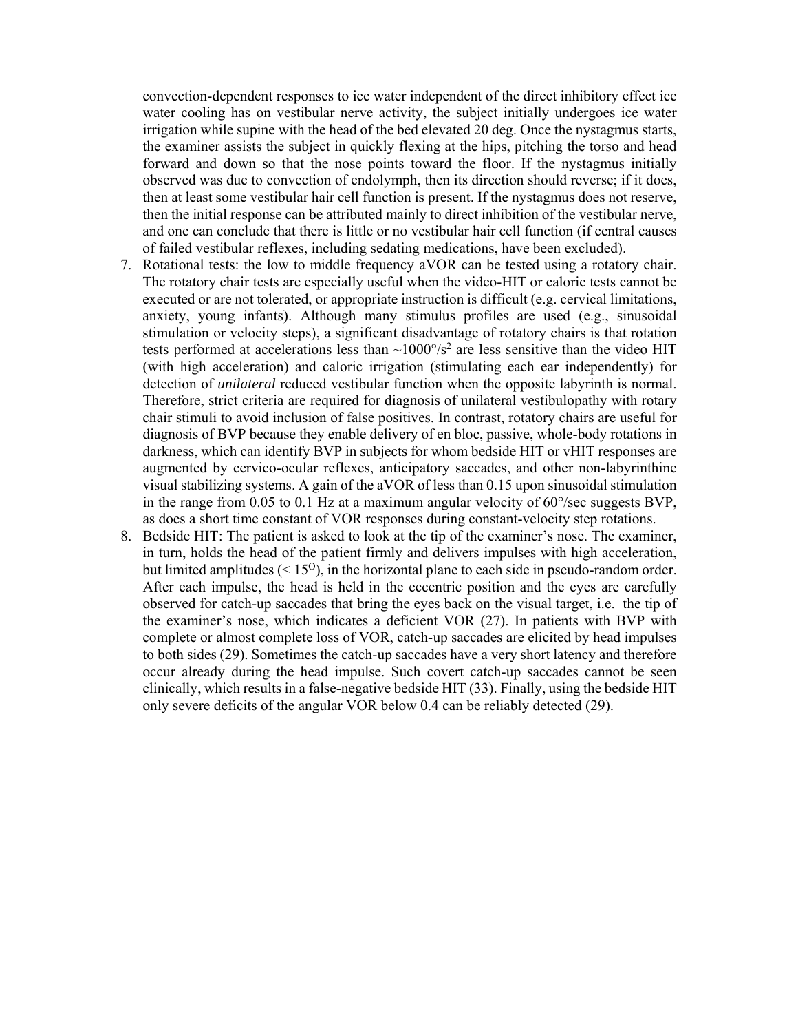convection-dependent responses to ice water independent of the direct inhibitory effect ice water cooling has on vestibular nerve activity, the subject initially undergoes ice water irrigation while supine with the head of the bed elevated 20 deg. Once the nystagmus starts, the examiner assists the subject in quickly flexing at the hips, pitching the torso and head forward and down so that the nose points toward the floor. If the nystagmus initially observed was due to convection of endolymph, then its direction should reverse; if it does, then at least some vestibular hair cell function is present. If the nystagmus does not reserve, then the initial response can be attributed mainly to direct inhibition of the vestibular nerve, and one can conclude that there is little or no vestibular hair cell function (if central causes of failed vestibular reflexes, including sedating medications, have been excluded).

7. Rotational tests: the low to middle frequency aVOR can be tested using a rotatory chair. The rotatory chair tests are especially useful when the video-HIT or caloric tests cannot be executed or are not tolerated, or appropriate instruction is difficult (e.g. cervical limitations, anxiety, young infants). Although many stimulus profiles are used (e.g., sinusoidal stimulation or velocity steps), a significant disadvantage of rotatory chairs is that rotation tests performed at accelerations less than ~1000°/s$^2$ are less sensitive than the video HIT (with high acceleration) and caloric irrigation (stimulating each ear independently) for detection of *unilateral* reduced vestibular function when the opposite labyrinth is normal. Therefore, strict criteria are required for diagnosis of unilateral vestibulopathy with rotary chair stimuli to avoid inclusion of false positives. In contrast, rotatory chairs are useful for diagnosis of BVP because they enable delivery of en bloc, passive, whole-body rotations in darkness, which can identify BVP in subjects for whom bedside HIT or vHIT responses are augmented by cervico-ocular reflexes, anticipatory saccades, and other non-labyrinthine visual stabilizing systems. A gain of the aVOR of less than 0.15 upon sinusoidal stimulation in the range from 0.05 to 0.1 Hz at a maximum angular velocity of 60°/sec suggests BVP, as does a short time constant of VOR responses during constant-velocity step rotations.
8. Bedside HIT: The patient is asked to look at the tip of the examiner's nose. The examiner, in turn, holds the head of the patient firmly and delivers impulses with high acceleration, but limited amplitudes (< 15$^{O}$), in the horizontal plane to each side in pseudo-random order. After each impulse, the head is held in the eccentric position and the eyes are carefully observed for catch-up saccades that bring the eyes back on the visual target, i.e. the tip of the examiner's nose, which indicates a deficient VOR (27). In patients with BVP with complete or almost complete loss of VOR, catch-up saccades are elicited by head impulses to both sides (29). Sometimes the catch-up saccades have a very short latency and therefore occur already during the head impulse. Such covert catch-up saccades cannot be seen clinically, which results in a false-negative bedside HIT (33). Finally, using the bedside HIT only severe deficits of the angular VOR below 0.4 can be reliably detected (29).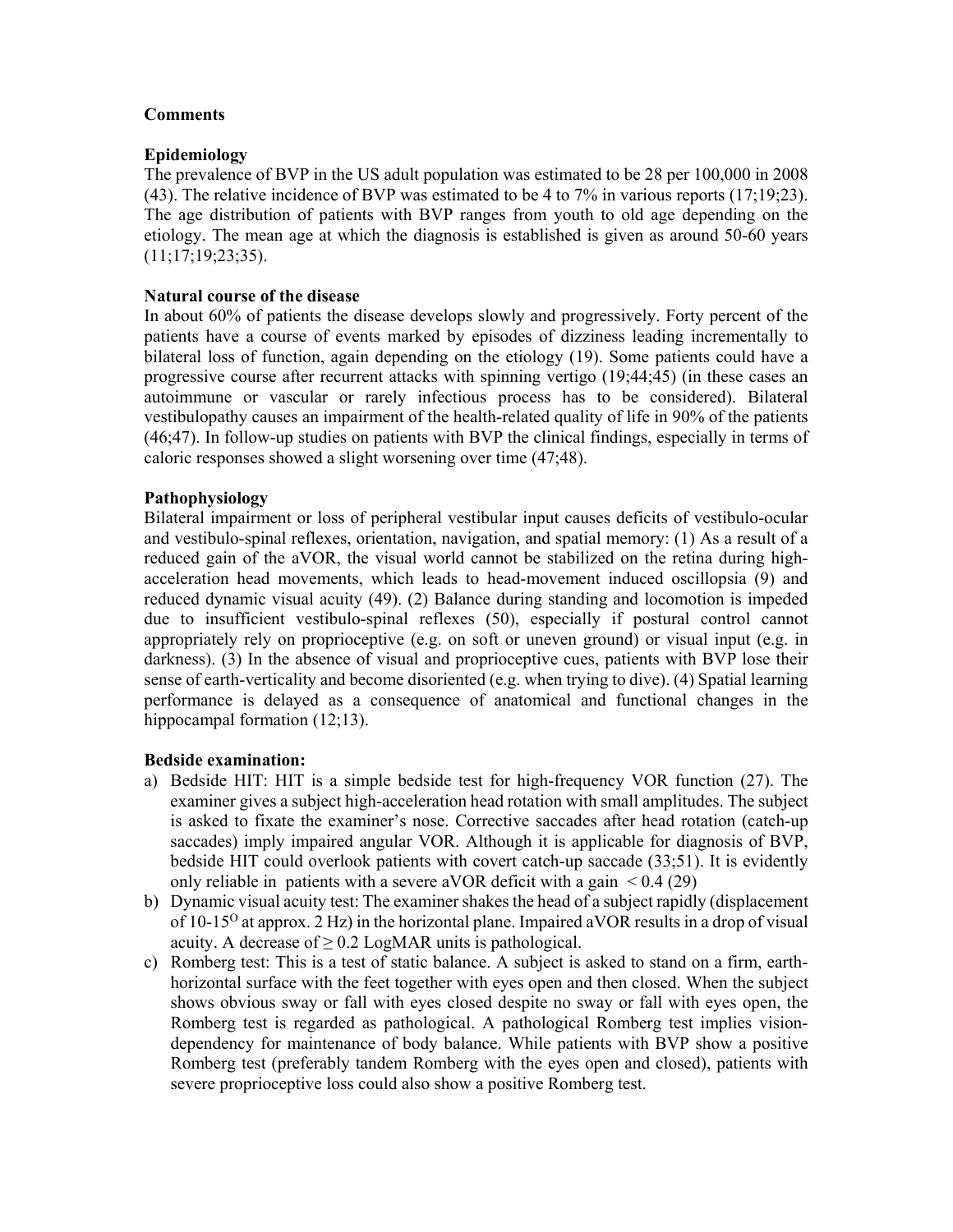## Comments

### Epidemiology

The prevalence of BVP in the US adult population was estimated to be 28 per 100,000 in 2008 (43). The relative incidence of BVP was estimated to be 4 to 7% in various reports (17;19;23). The age distribution of patients with BVP ranges from youth to old age depending on the etiology. The mean age at which the diagnosis is established is given as around 50-60 years (11;17;19;23;35).

### Natural course of the disease

In about 60% of patients the disease develops slowly and progressively. Forty percent of the patients have a course of events marked by episodes of dizziness leading incrementally to bilateral loss of function, again depending on the etiology (19). Some patients could have a progressive course after recurrent attacks with spinning vertigo (19;44;45) (in these cases an autoimmune or vascular or rarely infectious process has to be considered). Bilateral vestibulopathy causes an impairment of the health-related quality of life in 90% of the patients (46;47). In follow-up studies on patients with BVP the clinical findings, especially in terms of caloric responses showed a slight worsening over time (47;48).

### Pathophysiology

Bilateral impairment or loss of peripheral vestibular input causes deficits of vestibulo-ocular and vestibulo-spinal reflexes, orientation, navigation, and spatial memory: (1) As a result of a reduced gain of the aVOR, the visual world cannot be stabilized on the retina during high-acceleration head movements, which leads to head-movement induced oscillopsia (9) and reduced dynamic visual acuity (49). (2) Balance during standing and locomotion is impeded due to insufficient vestibulo-spinal reflexes (50), especially if postural control cannot appropriately rely on proprioceptive (e.g. on soft or uneven ground) or visual input (e.g. in darkness). (3) In the absence of visual and proprioceptive cues, patients with BVP lose their sense of earth-verticality and become disoriented (e.g. when trying to dive). (4) Spatial learning performance is delayed as a consequence of anatomical and functional changes in the hippocampal formation (12;13).

### Bedside examination:

a) Bedside HIT: HIT is a simple bedside test for high-frequency VOR function (27). The examiner gives a subject high-acceleration head rotation with small amplitudes. The subject is asked to fixate the examiner's nose. Corrective saccades after head rotation (catch-up saccades) imply impaired angular VOR. Although it is applicable for diagnosis of BVP, bedside HIT could overlook patients with covert catch-up saccade (33;51). It is evidently only reliable in patients with a severe aVOR deficit with a gain $< 0.4$ (29)
b) Dynamic visual acuity test: The examiner shakes the head of a subject rapidly (displacement of 10-15$^{O}$ at approx. 2 Hz) in the horizontal plane. Impaired aVOR results in a drop of visual acuity. A decrease of $\geq 0.2$ LogMAR units is pathological.
c) Romberg test: This is a test of static balance. A subject is asked to stand on a firm, earth-horizontal surface with the feet together with eyes open and then closed. When the subject shows obvious sway or fall with eyes closed despite no sway or fall with eyes open, the Romberg test is regarded as pathological. A pathological Romberg test implies vision-dependency for maintenance of body balance. While patients with BVP show a positive Romberg test (preferably tandem Romberg with the eyes open and closed), patients with severe proprioceptive loss could also show a positive Romberg test.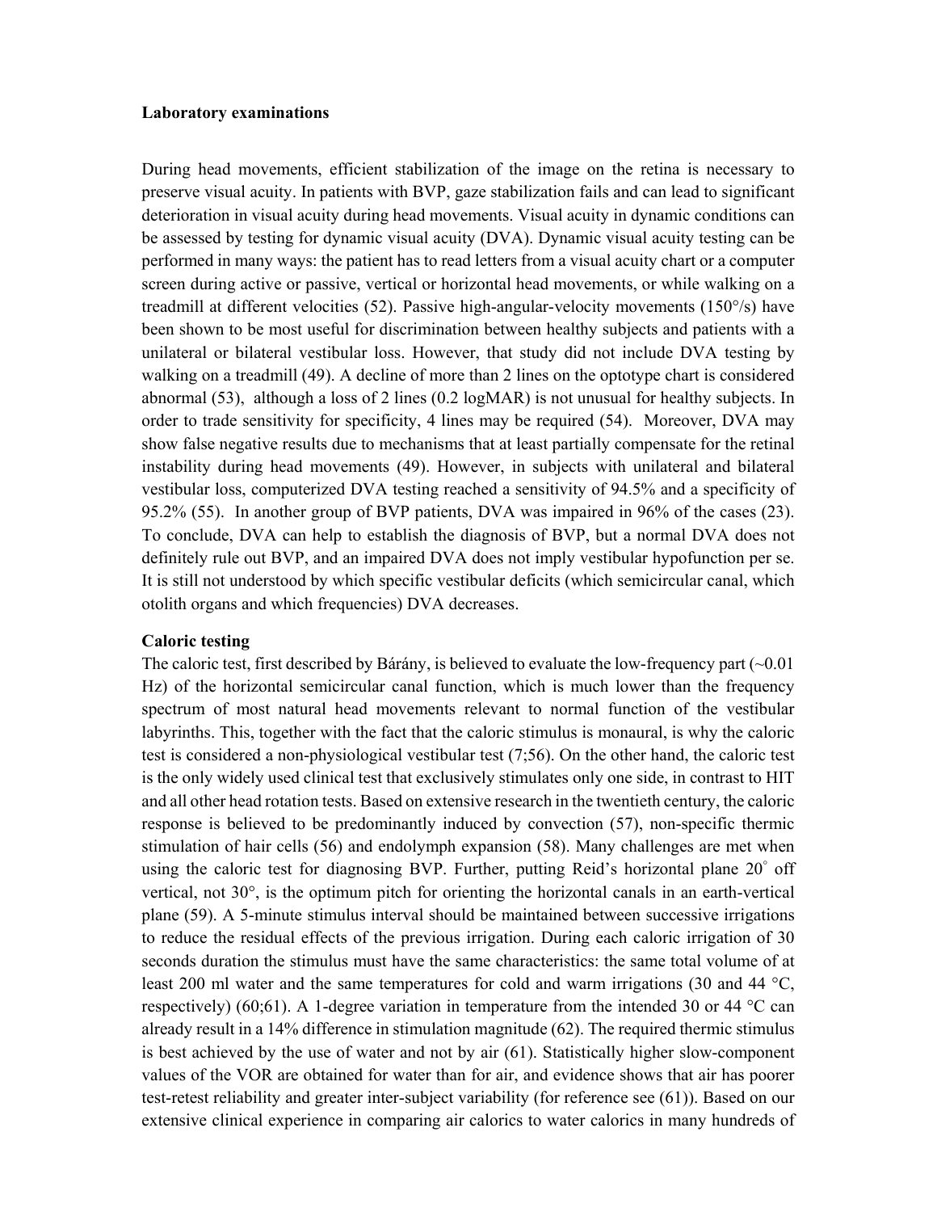**Laboratory examinations**

During head movements, efficient stabilization of the image on the retina is necessary to preserve visual acuity. In patients with BVP, gaze stabilization fails and can lead to significant deterioration in visual acuity during head movements. Visual acuity in dynamic conditions can be assessed by testing for dynamic visual acuity (DVA). Dynamic visual acuity testing can be performed in many ways: the patient has to read letters from a visual acuity chart or a computer screen during active or passive, vertical or horizontal head movements, or while walking on a treadmill at different velocities (52). Passive high-angular-velocity movements (150°/s) have been shown to be most useful for discrimination between healthy subjects and patients with a unilateral or bilateral vestibular loss. However, that study did not include DVA testing by walking on a treadmill (49). A decline of more than 2 lines on the optotype chart is considered abnormal (53), although a loss of 2 lines (0.2 logMAR) is not unusual for healthy subjects. In order to trade sensitivity for specificity, 4 lines may be required (54). Moreover, DVA may show false negative results due to mechanisms that at least partially compensate for the retinal instability during head movements (49). However, in subjects with unilateral and bilateral vestibular loss, computerized DVA testing reached a sensitivity of 94.5% and a specificity of 95.2% (55). In another group of BVP patients, DVA was impaired in 96% of the cases (23). To conclude, DVA can help to establish the diagnosis of BVP, but a normal DVA does not definitely rule out BVP, and an impaired DVA does not imply vestibular hypofunction per se. It is still not understood by which specific vestibular deficits (which semicircular canal, which otolith organs and which frequencies) DVA decreases.

**Caloric testing**

The caloric test, first described by Bárány, is believed to evaluate the low-frequency part (~0.01 Hz) of the horizontal semicircular canal function, which is much lower than the frequency spectrum of most natural head movements relevant to normal function of the vestibular labyrinths. This, together with the fact that the caloric stimulus is monaural, is why the caloric test is considered a non-physiological vestibular test (7;56). On the other hand, the caloric test is the only widely used clinical test that exclusively stimulates only one side, in contrast to HIT and all other head rotation tests. Based on extensive research in the twentieth century, the caloric response is believed to be predominantly induced by convection (57), non-specific thermic stimulation of hair cells (56) and endolymph expansion (58). Many challenges are met when using the caloric test for diagnosing BVP. Further, putting Reid's horizontal plane 20° off vertical, not 30°, is the optimum pitch for orienting the horizontal canals in an earth-vertical plane (59). A 5-minute stimulus interval should be maintained between successive irrigations to reduce the residual effects of the previous irrigation. During each caloric irrigation of 30 seconds duration the stimulus must have the same characteristics: the same total volume of at least 200 ml water and the same temperatures for cold and warm irrigations (30 and 44 °C, respectively) (60;61). A 1-degree variation in temperature from the intended 30 or 44 °C can already result in a 14% difference in stimulation magnitude (62). The required thermic stimulus is best achieved by the use of water and not by air (61). Statistically higher slow-component values of the VOR are obtained for water than for air, and evidence shows that air has poorer test-retest reliability and greater inter-subject variability (for reference see (61)). Based on our extensive clinical experience in comparing air calorics to water calorics in many hundreds of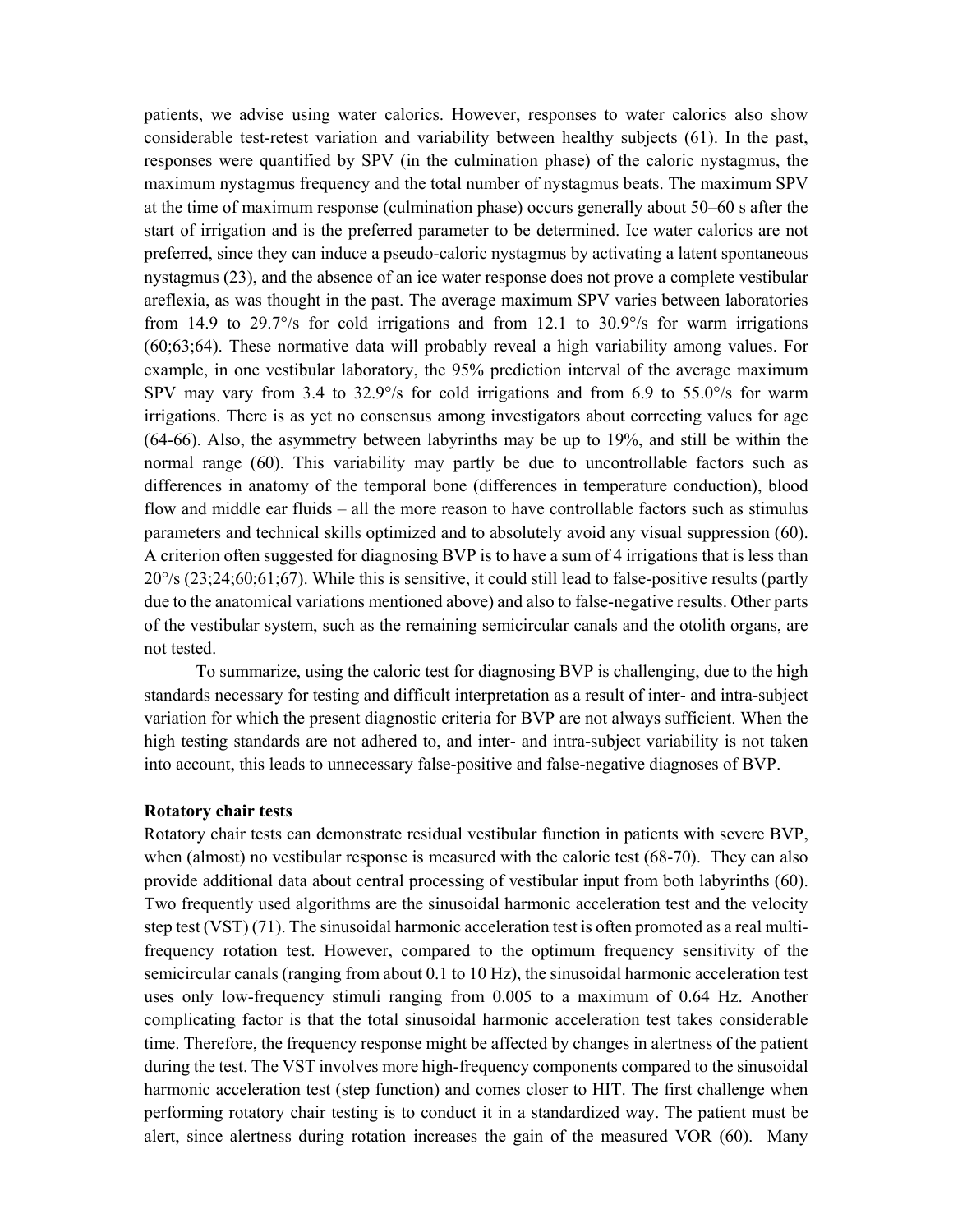patients, we advise using water calorics. However, responses to water calorics also show considerable test-retest variation and variability between healthy subjects (61). In the past, responses were quantified by SPV (in the culmination phase) of the caloric nystagmus, the maximum nystagmus frequency and the total number of nystagmus beats. The maximum SPV at the time of maximum response (culmination phase) occurs generally about 50–60 s after the start of irrigation and is the preferred parameter to be determined. Ice water calorics are not preferred, since they can induce a pseudo-caloric nystagmus by activating a latent spontaneous nystagmus (23), and the absence of an ice water response does not prove a complete vestibular areflexia, as was thought in the past. The average maximum SPV varies between laboratories from 14.9 to 29.7°/s for cold irrigations and from 12.1 to 30.9°/s for warm irrigations (60;63;64). These normative data will probably reveal a high variability among values. For example, in one vestibular laboratory, the 95% prediction interval of the average maximum SPV may vary from 3.4 to 32.9°/s for cold irrigations and from 6.9 to 55.0°/s for warm irrigations. There is as yet no consensus among investigators about correcting values for age (64-66). Also, the asymmetry between labyrinths may be up to 19%, and still be within the normal range (60). This variability may partly be due to uncontrollable factors such as differences in anatomy of the temporal bone (differences in temperature conduction), blood flow and middle ear fluids – all the more reason to have controllable factors such as stimulus parameters and technical skills optimized and to absolutely avoid any visual suppression (60). A criterion often suggested for diagnosing BVP is to have a sum of 4 irrigations that is less than 20°/s (23;24;60;61;67). While this is sensitive, it could still lead to false-positive results (partly due to the anatomical variations mentioned above) and also to false-negative results. Other parts of the vestibular system, such as the remaining semicircular canals and the otolith organs, are not tested.

To summarize, using the caloric test for diagnosing BVP is challenging, due to the high standards necessary for testing and difficult interpretation as a result of inter- and intra-subject variation for which the present diagnostic criteria for BVP are not always sufficient. When the high testing standards are not adhered to, and inter- and intra-subject variability is not taken into account, this leads to unnecessary false-positive and false-negative diagnoses of BVP.

**Rotatory chair tests**

Rotatory chair tests can demonstrate residual vestibular function in patients with severe BVP, when (almost) no vestibular response is measured with the caloric test (68-70). They can also provide additional data about central processing of vestibular input from both labyrinths (60). Two frequently used algorithms are the sinusoidal harmonic acceleration test and the velocity step test (VST) (71). The sinusoidal harmonic acceleration test is often promoted as a real multi-frequency rotation test. However, compared to the optimum frequency sensitivity of the semicircular canals (ranging from about 0.1 to 10 Hz), the sinusoidal harmonic acceleration test uses only low-frequency stimuli ranging from 0.005 to a maximum of 0.64 Hz. Another complicating factor is that the total sinusoidal harmonic acceleration test takes considerable time. Therefore, the frequency response might be affected by changes in alertness of the patient during the test. The VST involves more high-frequency components compared to the sinusoidal harmonic acceleration test (step function) and comes closer to HIT. The first challenge when performing rotatory chair testing is to conduct it in a standardized way. The patient must be alert, since alertness during rotation increases the gain of the measured VOR (60). Many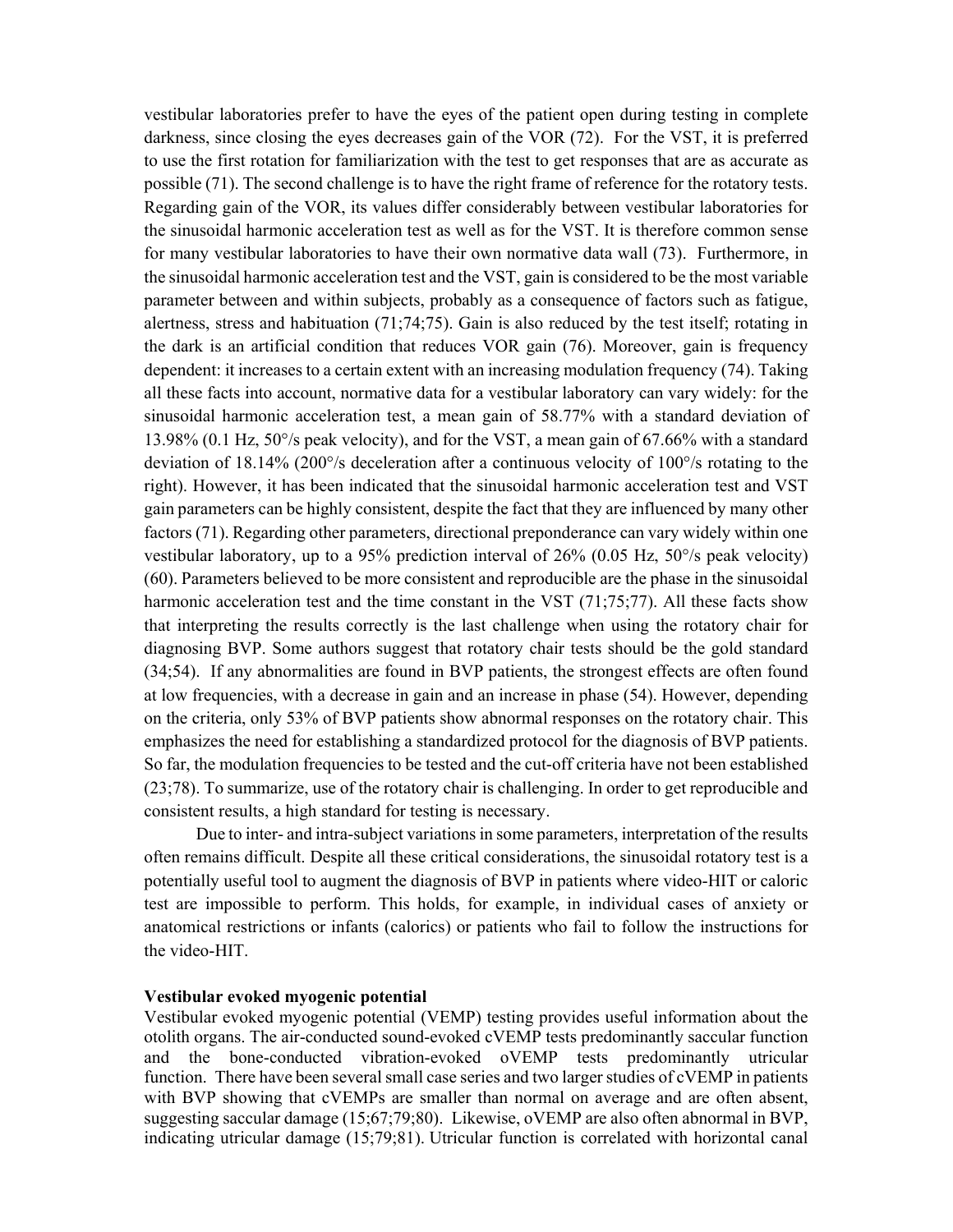vestibular laboratories prefer to have the eyes of the patient open during testing in complete darkness, since closing the eyes decreases gain of the VOR (72). For the VST, it is preferred to use the first rotation for familiarization with the test to get responses that are as accurate as possible (71). The second challenge is to have the right frame of reference for the rotatory tests. Regarding gain of the VOR, its values differ considerably between vestibular laboratories for the sinusoidal harmonic acceleration test as well as for the VST. It is therefore common sense for many vestibular laboratories to have their own normative data wall (73). Furthermore, in the sinusoidal harmonic acceleration test and the VST, gain is considered to be the most variable parameter between and within subjects, probably as a consequence of factors such as fatigue, alertness, stress and habituation (71;74;75). Gain is also reduced by the test itself; rotating in the dark is an artificial condition that reduces VOR gain (76). Moreover, gain is frequency dependent: it increases to a certain extent with an increasing modulation frequency (74). Taking all these facts into account, normative data for a vestibular laboratory can vary widely: for the sinusoidal harmonic acceleration test, a mean gain of 58.77% with a standard deviation of 13.98% (0.1 Hz, 50°/s peak velocity), and for the VST, a mean gain of 67.66% with a standard deviation of 18.14% (200°/s deceleration after a continuous velocity of 100°/s rotating to the right). However, it has been indicated that the sinusoidal harmonic acceleration test and VST gain parameters can be highly consistent, despite the fact that they are influenced by many other factors (71). Regarding other parameters, directional preponderance can vary widely within one vestibular laboratory, up to a 95% prediction interval of 26% (0.05 Hz, 50°/s peak velocity) (60). Parameters believed to be more consistent and reproducible are the phase in the sinusoidal harmonic acceleration test and the time constant in the VST (71;75;77). All these facts show that interpreting the results correctly is the last challenge when using the rotatory chair for diagnosing BVP. Some authors suggest that rotatory chair tests should be the gold standard (34;54). If any abnormalities are found in BVP patients, the strongest effects are often found at low frequencies, with a decrease in gain and an increase in phase (54). However, depending on the criteria, only 53% of BVP patients show abnormal responses on the rotatory chair. This emphasizes the need for establishing a standardized protocol for the diagnosis of BVP patients. So far, the modulation frequencies to be tested and the cut-off criteria have not been established (23;78). To summarize, use of the rotatory chair is challenging. In order to get reproducible and consistent results, a high standard for testing is necessary.

Due to inter- and intra-subject variations in some parameters, interpretation of the results often remains difficult. Despite all these critical considerations, the sinusoidal rotatory test is a potentially useful tool to augment the diagnosis of BVP in patients where video-HIT or caloric test are impossible to perform. This holds, for example, in individual cases of anxiety or anatomical restrictions or infants (calorics) or patients who fail to follow the instructions for the video-HIT.

**Vestibular evoked myogenic potential**

Vestibular evoked myogenic potential (VEMP) testing provides useful information about the otolith organs. The air-conducted sound-evoked cVEMP tests predominantly saccular function and the bone-conducted vibration-evoked oVEMP tests predominantly utricular function. There have been several small case series and two larger studies of cVEMP in patients with BVP showing that cVEMPs are smaller than normal on average and are often absent, suggesting saccular damage (15;67;79;80). Likewise, oVEMP are also often abnormal in BVP, indicating utricular damage (15;79;81). Utricular function is correlated with horizontal canal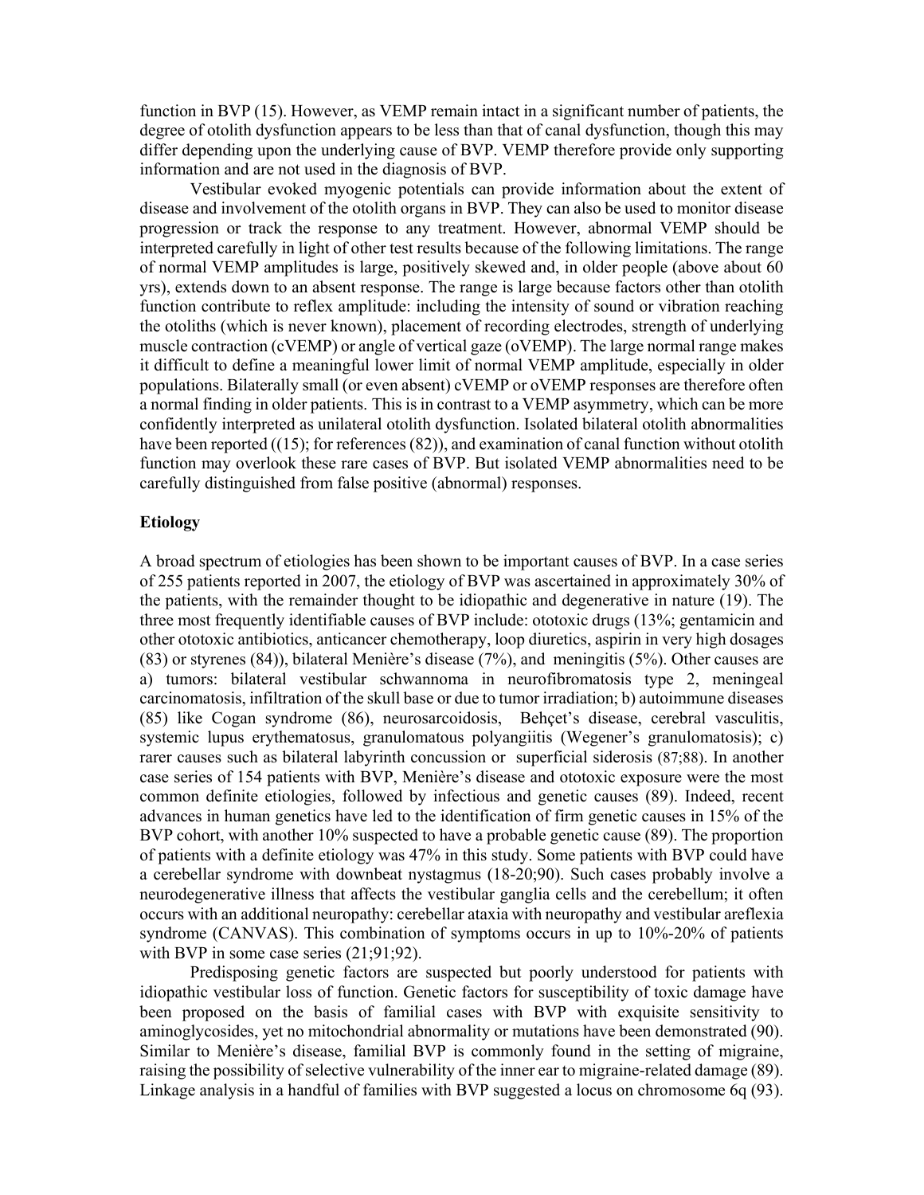function in BVP (15). However, as VEMP remain intact in a significant number of patients, the degree of otolith dysfunction appears to be less than that of canal dysfunction, though this may differ depending upon the underlying cause of BVP. VEMP therefore provide only supporting information and are not used in the diagnosis of BVP.

Vestibular evoked myogenic potentials can provide information about the extent of disease and involvement of the otolith organs in BVP. They can also be used to monitor disease progression or track the response to any treatment. However, abnormal VEMP should be interpreted carefully in light of other test results because of the following limitations. The range of normal VEMP amplitudes is large, positively skewed and, in older people (above about 60 yrs), extends down to an absent response. The range is large because factors other than otolith function contribute to reflex amplitude: including the intensity of sound or vibration reaching the otoliths (which is never known), placement of recording electrodes, strength of underlying muscle contraction (cVEMP) or angle of vertical gaze (oVEMP). The large normal range makes it difficult to define a meaningful lower limit of normal VEMP amplitude, especially in older populations. Bilaterally small (or even absent) cVEMP or oVEMP responses are therefore often a normal finding in older patients. This is in contrast to a VEMP asymmetry, which can be more confidently interpreted as unilateral otolith dysfunction. Isolated bilateral otolith abnormalities have been reported ((15); for references (82)), and examination of canal function without otolith function may overlook these rare cases of BVP. But isolated VEMP abnormalities need to be carefully distinguished from false positive (abnormal) responses.

### Etiology

A broad spectrum of etiologies has been shown to be important causes of BVP. In a case series of 255 patients reported in 2007, the etiology of BVP was ascertained in approximately 30% of the patients, with the remainder thought to be idiopathic and degenerative in nature (19). The three most frequently identifiable causes of BVP include: ototoxic drugs (13%; gentamicin and other ototoxic antibiotics, anticancer chemotherapy, loop diuretics, aspirin in very high dosages (83) or styrenes (84)), bilateral Menière's disease (7%), and meningitis (5%). Other causes are a) tumors: bilateral vestibular schwannoma in neurofibromatosis type 2, meningeal carcinomatosis, infiltration of the skull base or due to tumor irradiation; b) autoimmune diseases (85) like Cogan syndrome (86), neurosarcoidosis, Behçet's disease, cerebral vasculitis, systemic lupus erythematosus, granulomatous polyangiitis (Wegener's granulomatosis); c) rarer causes such as bilateral labyrinth concussion or superficial siderosis (87;88). In another case series of 154 patients with BVP, Menière's disease and ototoxic exposure were the most common definite etiologies, followed by infectious and genetic causes (89). Indeed, recent advances in human genetics have led to the identification of firm genetic causes in 15% of the BVP cohort, with another 10% suspected to have a probable genetic cause (89). The proportion of patients with a definite etiology was 47% in this study. Some patients with BVP could have a cerebellar syndrome with downbeat nystagmus (18-20;90). Such cases probably involve a neurodegenerative illness that affects the vestibular ganglia cells and the cerebellum; it often occurs with an additional neuropathy: cerebellar ataxia with neuropathy and vestibular areflexia syndrome (CANVAS). This combination of symptoms occurs in up to 10%-20% of patients with BVP in some case series (21;91;92).

Predisposing genetic factors are suspected but poorly understood for patients with idiopathic vestibular loss of function. Genetic factors for susceptibility of toxic damage have been proposed on the basis of familial cases with BVP with exquisite sensitivity to aminoglycosides, yet no mitochondrial abnormality or mutations have been demonstrated (90). Similar to Menière's disease, familial BVP is commonly found in the setting of migraine, raising the possibility of selective vulnerability of the inner ear to migraine-related damage (89). Linkage analysis in a handful of families with BVP suggested a locus on chromosome 6q (93).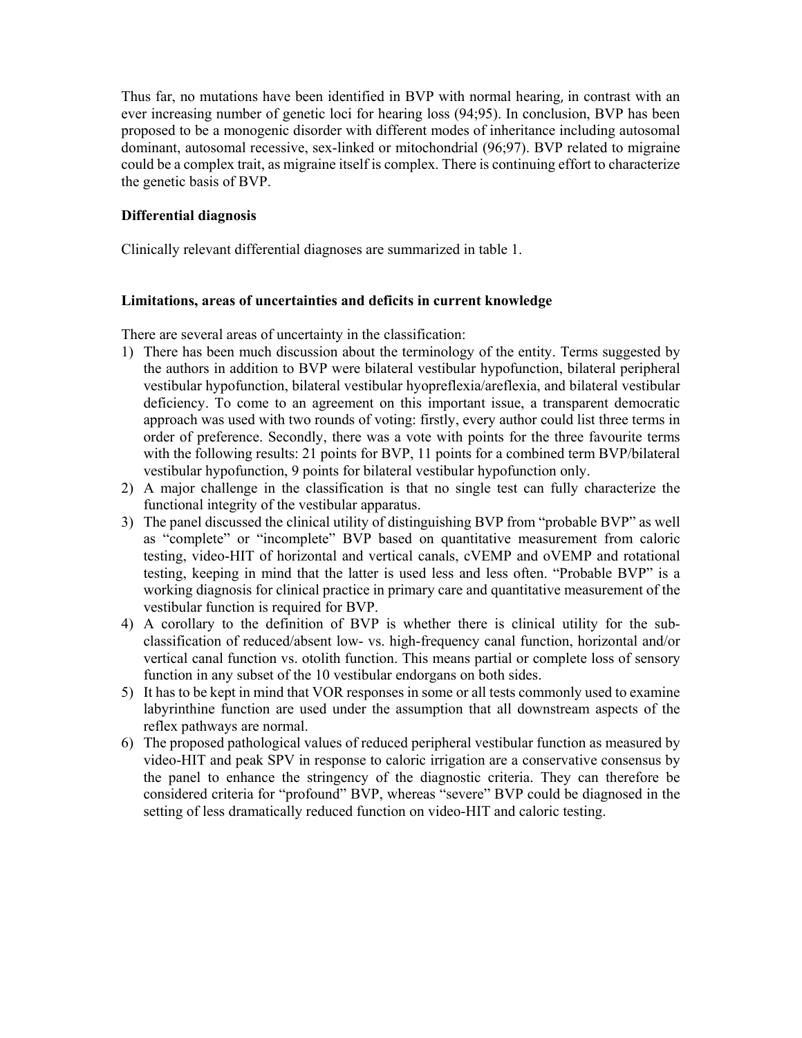Thus far, no mutations have been identified in BVP with normal hearing, in contrast with an ever increasing number of genetic loci for hearing loss (94;95). In conclusion, BVP has been proposed to be a monogenic disorder with different modes of inheritance including autosomal dominant, autosomal recessive, sex-linked or mitochondrial (96;97). BVP related to migraine could be a complex trait, as migraine itself is complex. There is continuing effort to characterize the genetic basis of BVP.

**Differential diagnosis**

Clinically relevant differential diagnoses are summarized in table 1.

**Limitations, areas of uncertainties and deficits in current knowledge**

There are several areas of uncertainty in the classification:

1) There has been much discussion about the terminology of the entity. Terms suggested by the authors in addition to BVP were bilateral vestibular hypofunction, bilateral peripheral vestibular hypofunction, bilateral vestibular hyopreflexia/areflexia, and bilateral vestibular deficiency. To come to an agreement on this important issue, a transparent democratic approach was used with two rounds of voting: firstly, every author could list three terms in order of preference. Secondly, there was a vote with points for the three favourite terms with the following results: 21 points for BVP, 11 points for a combined term BVP/bilateral vestibular hypofunction, 9 points for bilateral vestibular hypofunction only.
2) A major challenge in the classification is that no single test can fully characterize the functional integrity of the vestibular apparatus.
3) The panel discussed the clinical utility of distinguishing BVP from "probable BVP" as well as "complete" or "incomplete" BVP based on quantitative measurement from caloric testing, video-HIT of horizontal and vertical canals, cVEMP and oVEMP and rotational testing, keeping in mind that the latter is used less and less often. "Probable BVP" is a working diagnosis for clinical practice in primary care and quantitative measurement of the vestibular function is required for BVP.
4) A corollary to the definition of BVP is whether there is clinical utility for the sub-classification of reduced/absent low- vs. high-frequency canal function, horizontal and/or vertical canal function vs. otolith function. This means partial or complete loss of sensory function in any subset of the 10 vestibular endorgans on both sides.
5) It has to be kept in mind that VOR responses in some or all tests commonly used to examine labyrinthine function are used under the assumption that all downstream aspects of the reflex pathways are normal.
6) The proposed pathological values of reduced peripheral vestibular function as measured by video-HIT and peak SPV in response to caloric irrigation are a conservative consensus by the panel to enhance the stringency of the diagnostic criteria. They can therefore be considered criteria for "profound" BVP, whereas "severe" BVP could be diagnosed in the setting of less dramatically reduced function on video-HIT and caloric testing.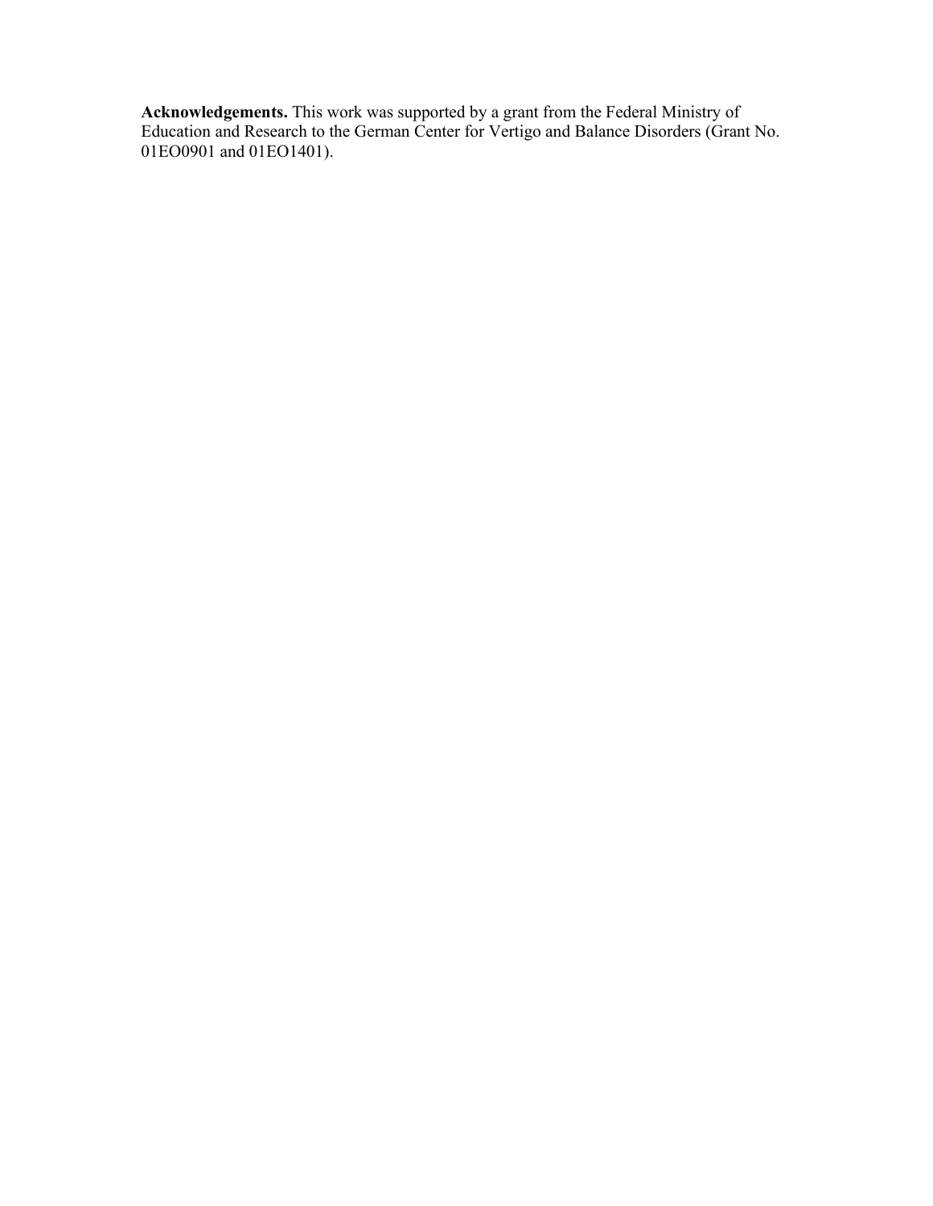**Acknowledgements.** This work was supported by a grant from the Federal Ministry of Education and Research to the German Center for Vertigo and Balance Disorders (Grant No. 01EO0901 and 01EO1401).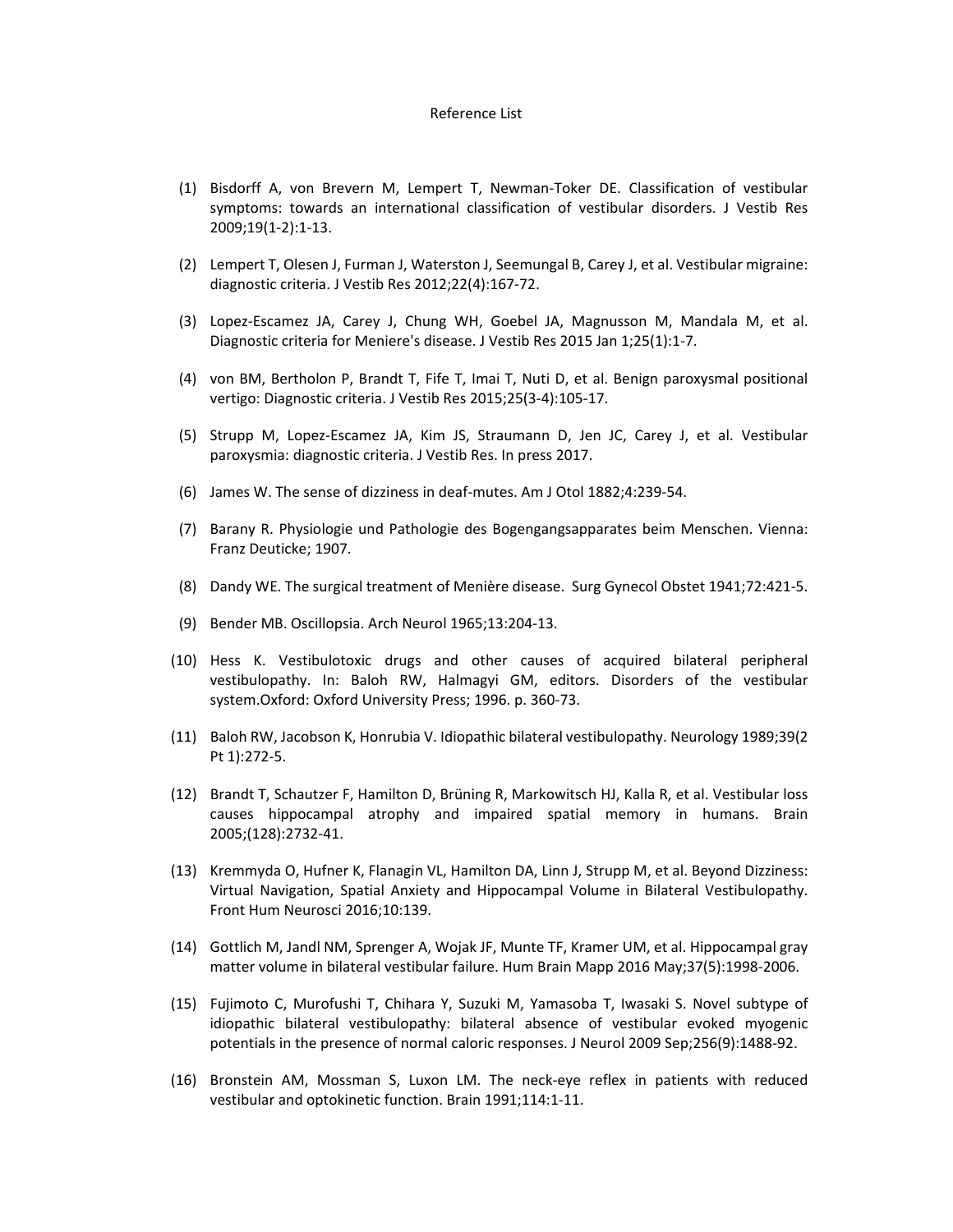# Reference List

(1) Bisdorff A, von Brevern M, Lempert T, Newman-Toker DE. Classification of vestibular symptoms: towards an international classification of vestibular disorders. J Vestib Res 2009;19(1-2):1-13.

(2) Lempert T, Olesen J, Furman J, Waterston J, Seemungal B, Carey J, et al. Vestibular migraine: diagnostic criteria. J Vestib Res 2012;22(4):167-72.

(3) Lopez-Escamez JA, Carey J, Chung WH, Goebel JA, Magnusson M, Mandala M, et al. Diagnostic criteria for Meniere's disease. J Vestib Res 2015 Jan 1;25(1):1-7.

(4) von BM, Bertholon P, Brandt T, Fife T, Imai T, Nuti D, et al. Benign paroxysmal positional vertigo: Diagnostic criteria. J Vestib Res 2015;25(3-4):105-17.

(5) Strupp M, Lopez-Escamez JA, Kim JS, Straumann D, Jen JC, Carey J, et al. Vestibular paroxysmia: diagnostic criteria. J Vestib Res. In press 2017.

(6) James W. The sense of dizziness in deaf-mutes. Am J Otol 1882;4:239-54.

(7) Barany R. Physiologie und Pathologie des Bogengangsapparates beim Menschen. Vienna: Franz Deuticke; 1907.

(8) Dandy WE. The surgical treatment of Menière disease. Surg Gynecol Obstet 1941;72:421-5.

(9) Bender MB. Oscillopsia. Arch Neurol 1965;13:204-13.

(10) Hess K. Vestibulotoxic drugs and other causes of acquired bilateral peripheral vestibulopathy. In: Baloh RW, Halmagyi GM, editors. Disorders of the vestibular system.Oxford: Oxford University Press; 1996. p. 360-73.

(11) Baloh RW, Jacobson K, Honrubia V. Idiopathic bilateral vestibulopathy. Neurology 1989;39(2 Pt 1):272-5.

(12) Brandt T, Schautzer F, Hamilton D, Brüning R, Markowitsch HJ, Kalla R, et al. Vestibular loss causes hippocampal atrophy and impaired spatial memory in humans. Brain 2005;(128):2732-41.

(13) Kremmyda O, Hufner K, Flanagin VL, Hamilton DA, Linn J, Strupp M, et al. Beyond Dizziness: Virtual Navigation, Spatial Anxiety and Hippocampal Volume in Bilateral Vestibulopathy. Front Hum Neurosci 2016;10:139.

(14) Gottlich M, Jandl NM, Sprenger A, Wojak JF, Munte TF, Kramer UM, et al. Hippocampal gray matter volume in bilateral vestibular failure. Hum Brain Mapp 2016 May;37(5):1998-2006.

(15) Fujimoto C, Murofushi T, Chihara Y, Suzuki M, Yamasoba T, Iwasaki S. Novel subtype of idiopathic bilateral vestibulopathy: bilateral absence of vestibular evoked myogenic potentials in the presence of normal caloric responses. J Neurol 2009 Sep;256(9):1488-92.

(16) Bronstein AM, Mossman S, Luxon LM. The neck-eye reflex in patients with reduced vestibular and optokinetic function. Brain 1991;114:1-11.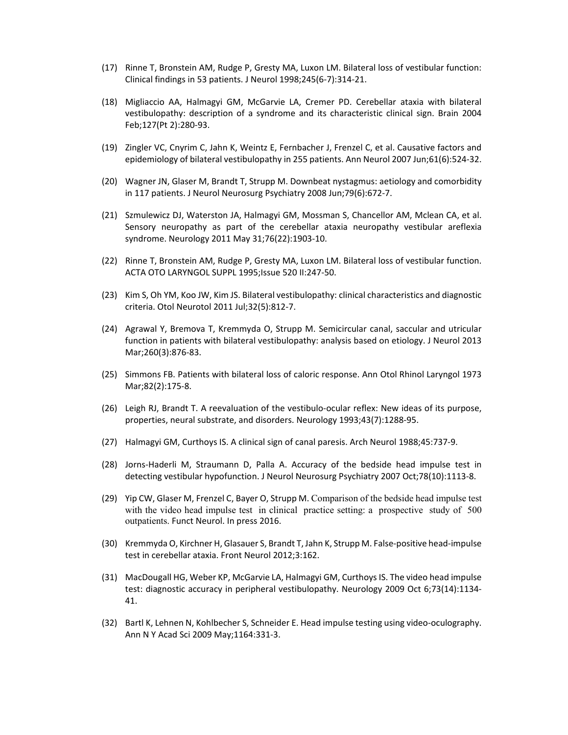(17) Rinne T, Bronstein AM, Rudge P, Gresty MA, Luxon LM. Bilateral loss of vestibular function: Clinical findings in 53 patients. J Neurol 1998;245(6-7):314-21.

(18) Migliaccio AA, Halmagyi GM, McGarvie LA, Cremer PD. Cerebellar ataxia with bilateral vestibulopathy: description of a syndrome and its characteristic clinical sign. Brain 2004 Feb;127(Pt 2):280-93.

(19) Zingler VC, Cnyrim C, Jahn K, Weintz E, Fernbacher J, Frenzel C, et al. Causative factors and epidemiology of bilateral vestibulopathy in 255 patients. Ann Neurol 2007 Jun;61(6):524-32.

(20) Wagner JN, Glaser M, Brandt T, Strupp M. Downbeat nystagmus: aetiology and comorbidity in 117 patients. J Neurol Neurosurg Psychiatry 2008 Jun;79(6):672-7.

(21) Szmulewicz DJ, Waterston JA, Halmagyi GM, Mossman S, Chancellor AM, Mclean CA, et al. Sensory neuropathy as part of the cerebellar ataxia neuropathy vestibular areflexia syndrome. Neurology 2011 May 31;76(22):1903-10.

(22) Rinne T, Bronstein AM, Rudge P, Gresty MA, Luxon LM. Bilateral loss of vestibular function. ACTA OTO LARYNGOL SUPPL 1995;Issue 520 II:247-50.

(23) Kim S, Oh YM, Koo JW, Kim JS. Bilateral vestibulopathy: clinical characteristics and diagnostic criteria. Otol Neurotol 2011 Jul;32(5):812-7.

(24) Agrawal Y, Bremova T, Kremmyda O, Strupp M. Semicircular canal, saccular and utricular function in patients with bilateral vestibulopathy: analysis based on etiology. J Neurol 2013 Mar;260(3):876-83.

(25) Simmons FB. Patients with bilateral loss of caloric response. Ann Otol Rhinol Laryngol 1973 Mar;82(2):175-8.

(26) Leigh RJ, Brandt T. A reevaluation of the vestibulo-ocular reflex: New ideas of its purpose, properties, neural substrate, and disorders. Neurology 1993;43(7):1288-95.

(27) Halmagyi GM, Curthoys IS. A clinical sign of canal paresis. Arch Neurol 1988;45:737-9.

(28) Jorns-Haderli M, Straumann D, Palla A. Accuracy of the bedside head impulse test in detecting vestibular hypofunction. J Neurol Neurosurg Psychiatry 2007 Oct;78(10):1113-8.

(29) Yip CW, Glaser M, Frenzel C, Bayer O, Strupp M. Comparison of the bedside head impulse test with the video head impulse test in clinical practice setting: a prospective study of 500 outpatients. Funct Neurol. In press 2016.

(30) Kremmyda O, Kirchner H, Glasauer S, Brandt T, Jahn K, Strupp M. False-positive head-impulse test in cerebellar ataxia. Front Neurol 2012;3:162.

(31) MacDougall HG, Weber KP, McGarvie LA, Halmagyi GM, Curthoys IS. The video head impulse test: diagnostic accuracy in peripheral vestibulopathy. Neurology 2009 Oct 6;73(14):1134-41.

(32) Bartl K, Lehnen N, Kohlbecher S, Schneider E. Head impulse testing using video-oculography. Ann N Y Acad Sci 2009 May;1164:331-3.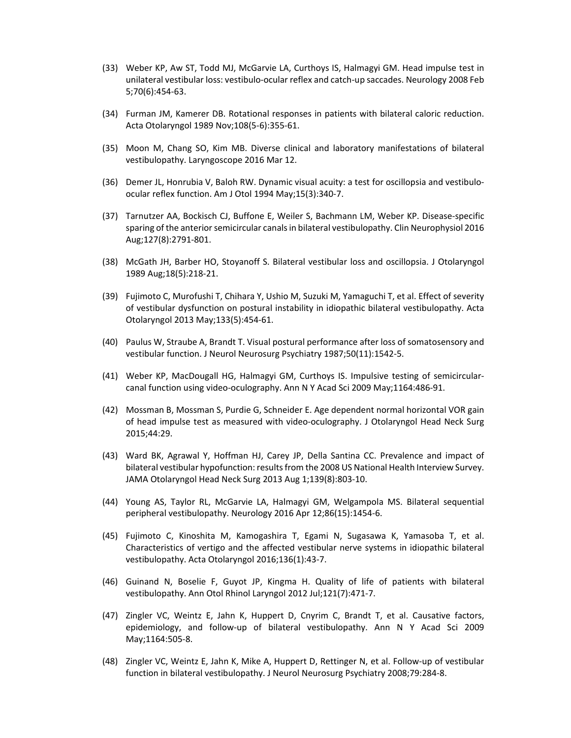(33) Weber KP, Aw ST, Todd MJ, McGarvie LA, Curthoys IS, Halmagyi GM. Head impulse test in unilateral vestibular loss: vestibulo-ocular reflex and catch-up saccades. Neurology 2008 Feb 5;70(6):454-63.

(34) Furman JM, Kamerer DB. Rotational responses in patients with bilateral caloric reduction. Acta Otolaryngol 1989 Nov;108(5-6):355-61.

(35) Moon M, Chang SO, Kim MB. Diverse clinical and laboratory manifestations of bilateral vestibulopathy. Laryngoscope 2016 Mar 12.

(36) Demer JL, Honrubia V, Baloh RW. Dynamic visual acuity: a test for oscillopsia and vestibulo-ocular reflex function. Am J Otol 1994 May;15(3):340-7.

(37) Tarnutzer AA, Bockisch CJ, Buffone E, Weiler S, Bachmann LM, Weber KP. Disease-specific sparing of the anterior semicircular canals in bilateral vestibulopathy. Clin Neurophysiol 2016 Aug;127(8):2791-801.

(38) McGath JH, Barber HO, Stoyanoff S. Bilateral vestibular loss and oscillopsia. J Otolaryngol 1989 Aug;18(5):218-21.

(39) Fujimoto C, Murofushi T, Chihara Y, Ushio M, Suzuki M, Yamaguchi T, et al. Effect of severity of vestibular dysfunction on postural instability in idiopathic bilateral vestibulopathy. Acta Otolaryngol 2013 May;133(5):454-61.

(40) Paulus W, Straube A, Brandt T. Visual postural performance after loss of somatosensory and vestibular function. J Neurol Neurosurg Psychiatry 1987;50(11):1542-5.

(41) Weber KP, MacDougall HG, Halmagyi GM, Curthoys IS. Impulsive testing of semicircular-canal function using video-oculography. Ann N Y Acad Sci 2009 May;1164:486-91.

(42) Mossman B, Mossman S, Purdie G, Schneider E. Age dependent normal horizontal VOR gain of head impulse test as measured with video-oculography. J Otolaryngol Head Neck Surg 2015;44:29.

(43) Ward BK, Agrawal Y, Hoffman HJ, Carey JP, Della Santina CC. Prevalence and impact of bilateral vestibular hypofunction: results from the 2008 US National Health Interview Survey. JAMA Otolaryngol Head Neck Surg 2013 Aug 1;139(8):803-10.

(44) Young AS, Taylor RL, McGarvie LA, Halmagyi GM, Welgampola MS. Bilateral sequential peripheral vestibulopathy. Neurology 2016 Apr 12;86(15):1454-6.

(45) Fujimoto C, Kinoshita M, Kamogashira T, Egami N, Sugasawa K, Yamasoba T, et al. Characteristics of vertigo and the affected vestibular nerve systems in idiopathic bilateral vestibulopathy. Acta Otolaryngol 2016;136(1):43-7.

(46) Guinand N, Boselie F, Guyot JP, Kingma H. Quality of life of patients with bilateral vestibulopathy. Ann Otol Rhinol Laryngol 2012 Jul;121(7):471-7.

(47) Zingler VC, Weintz E, Jahn K, Huppert D, Cnyrim C, Brandt T, et al. Causative factors, epidemiology, and follow-up of bilateral vestibulopathy. Ann N Y Acad Sci 2009 May;1164:505-8.

(48) Zingler VC, Weintz E, Jahn K, Mike A, Huppert D, Rettinger N, et al. Follow-up of vestibular function in bilateral vestibulopathy. J Neurol Neurosurg Psychiatry 2008;79:284-8.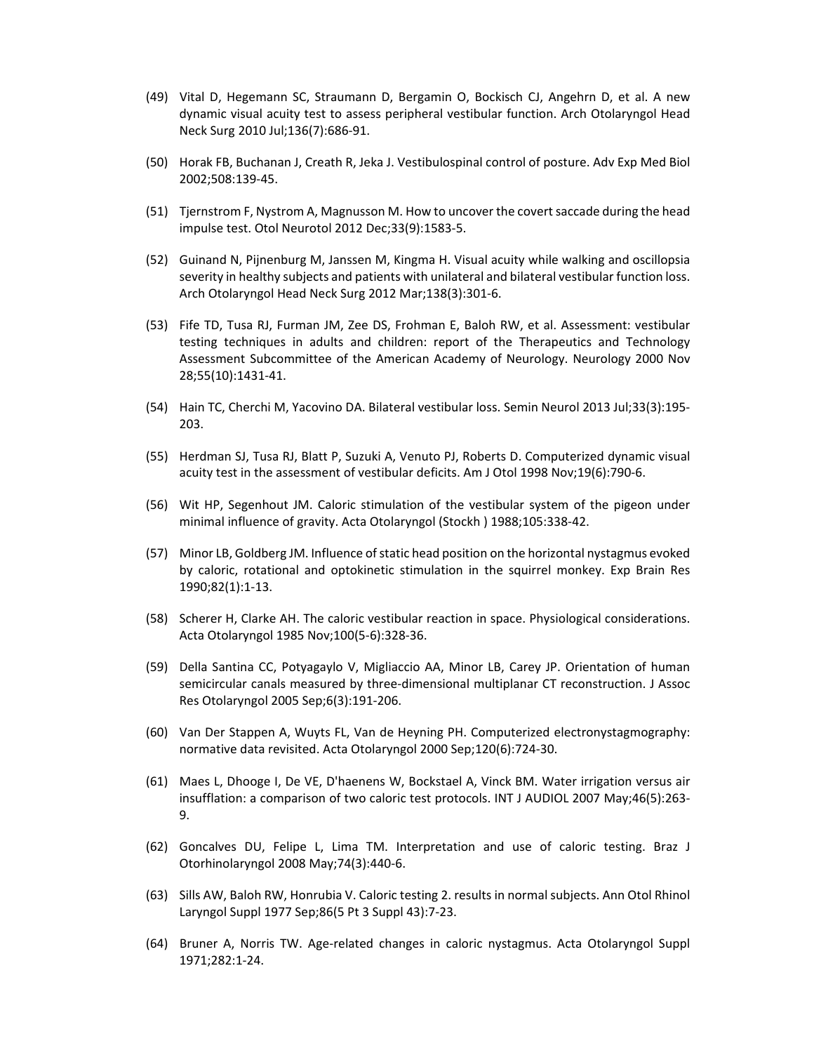(49) Vital D, Hegemann SC, Straumann D, Bergamin O, Bockisch CJ, Angehrn D, et al. A new dynamic visual acuity test to assess peripheral vestibular function. Arch Otolaryngol Head Neck Surg 2010 Jul;136(7):686-91.

(50) Horak FB, Buchanan J, Creath R, Jeka J. Vestibulospinal control of posture. Adv Exp Med Biol 2002;508:139-45.

(51) Tjernstrom F, Nystrom A, Magnusson M. How to uncover the covert saccade during the head impulse test. Otol Neurotol 2012 Dec;33(9):1583-5.

(52) Guinand N, Pijnenburg M, Janssen M, Kingma H. Visual acuity while walking and oscillopsia severity in healthy subjects and patients with unilateral and bilateral vestibular function loss. Arch Otolaryngol Head Neck Surg 2012 Mar;138(3):301-6.

(53) Fife TD, Tusa RJ, Furman JM, Zee DS, Frohman E, Baloh RW, et al. Assessment: vestibular testing techniques in adults and children: report of the Therapeutics and Technology Assessment Subcommittee of the American Academy of Neurology. Neurology 2000 Nov 28;55(10):1431-41.

(54) Hain TC, Cherchi M, Yacovino DA. Bilateral vestibular loss. Semin Neurol 2013 Jul;33(3):195-203.

(55) Herdman SJ, Tusa RJ, Blatt P, Suzuki A, Venuto PJ, Roberts D. Computerized dynamic visual acuity test in the assessment of vestibular deficits. Am J Otol 1998 Nov;19(6):790-6.

(56) Wit HP, Segenhout JM. Caloric stimulation of the vestibular system of the pigeon under minimal influence of gravity. Acta Otolaryngol (Stockh ) 1988;105:338-42.

(57) Minor LB, Goldberg JM. Influence of static head position on the horizontal nystagmus evoked by caloric, rotational and optokinetic stimulation in the squirrel monkey. Exp Brain Res 1990;82(1):1-13.

(58) Scherer H, Clarke AH. The caloric vestibular reaction in space. Physiological considerations. Acta Otolaryngol 1985 Nov;100(5-6):328-36.

(59) Della Santina CC, Potyagaylo V, Migliaccio AA, Minor LB, Carey JP. Orientation of human semicircular canals measured by three-dimensional multiplanar CT reconstruction. J Assoc Res Otolaryngol 2005 Sep;6(3):191-206.

(60) Van Der Stappen A, Wuyts FL, Van de Heyning PH. Computerized electronystagmography: normative data revisited. Acta Otolaryngol 2000 Sep;120(6):724-30.

(61) Maes L, Dhooge I, De VE, D'haenens W, Bockstael A, Vinck BM. Water irrigation versus air insufflation: a comparison of two caloric test protocols. INT J AUDIOL 2007 May;46(5):263-9.

(62) Goncalves DU, Felipe L, Lima TM. Interpretation and use of caloric testing. Braz J Otorhinolaryngol 2008 May;74(3):440-6.

(63) Sills AW, Baloh RW, Honrubia V. Caloric testing 2. results in normal subjects. Ann Otol Rhinol Laryngol Suppl 1977 Sep;86(5 Pt 3 Suppl 43):7-23.

(64) Bruner A, Norris TW. Age-related changes in caloric nystagmus. Acta Otolaryngol Suppl 1971;282:1-24.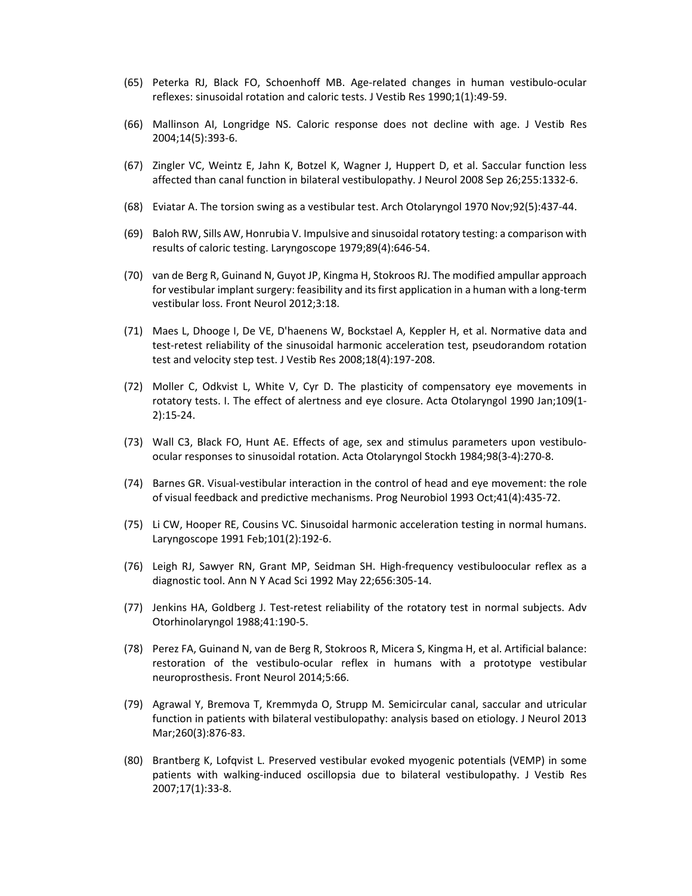(65) Peterka RJ, Black FO, Schoenhoff MB. Age-related changes in human vestibulo-ocular reflexes: sinusoidal rotation and caloric tests. J Vestib Res 1990;1(1):49-59.

(66) Mallinson AI, Longridge NS. Caloric response does not decline with age. J Vestib Res 2004;14(5):393-6.

(67) Zingler VC, Weintz E, Jahn K, Botzel K, Wagner J, Huppert D, et al. Saccular function less affected than canal function in bilateral vestibulopathy. J Neurol 2008 Sep 26;255:1332-6.

(68) Eviatar A. The torsion swing as a vestibular test. Arch Otolaryngol 1970 Nov;92(5):437-44.

(69) Baloh RW, Sills AW, Honrubia V. Impulsive and sinusoidal rotatory testing: a comparison with results of caloric testing. Laryngoscope 1979;89(4):646-54.

(70) van de Berg R, Guinand N, Guyot JP, Kingma H, Stokroos RJ. The modified ampullar approach for vestibular implant surgery: feasibility and its first application in a human with a long-term vestibular loss. Front Neurol 2012;3:18.

(71) Maes L, Dhooge I, De VE, D'haenens W, Bockstael A, Keppler H, et al. Normative data and test-retest reliability of the sinusoidal harmonic acceleration test, pseudorandom rotation test and velocity step test. J Vestib Res 2008;18(4):197-208.

(72) Moller C, Odkvist L, White V, Cyr D. The plasticity of compensatory eye movements in rotatory tests. I. The effect of alertness and eye closure. Acta Otolaryngol 1990 Jan;109(1-2):15-24.

(73) Wall C3, Black FO, Hunt AE. Effects of age, sex and stimulus parameters upon vestibulo-ocular responses to sinusoidal rotation. Acta Otolaryngol Stockh 1984;98(3-4):270-8.

(74) Barnes GR. Visual-vestibular interaction in the control of head and eye movement: the role of visual feedback and predictive mechanisms. Prog Neurobiol 1993 Oct;41(4):435-72.

(75) Li CW, Hooper RE, Cousins VC. Sinusoidal harmonic acceleration testing in normal humans. Laryngoscope 1991 Feb;101(2):192-6.

(76) Leigh RJ, Sawyer RN, Grant MP, Seidman SH. High-frequency vestibuloocular reflex as a diagnostic tool. Ann N Y Acad Sci 1992 May 22;656:305-14.

(77) Jenkins HA, Goldberg J. Test-retest reliability of the rotatory test in normal subjects. Adv Otorhinolaryngol 1988;41:190-5.

(78) Perez FA, Guinand N, van de Berg R, Stokroos R, Micera S, Kingma H, et al. Artificial balance: restoration of the vestibulo-ocular reflex in humans with a prototype vestibular neuroprosthesis. Front Neurol 2014;5:66.

(79) Agrawal Y, Bremova T, Kremmyda O, Strupp M. Semicircular canal, saccular and utricular function in patients with bilateral vestibulopathy: analysis based on etiology. J Neurol 2013 Mar;260(3):876-83.

(80) Brantberg K, Lofqvist L. Preserved vestibular evoked myogenic potentials (VEMP) in some patients with walking-induced oscillopsia due to bilateral vestibulopathy. J Vestib Res 2007;17(1):33-8.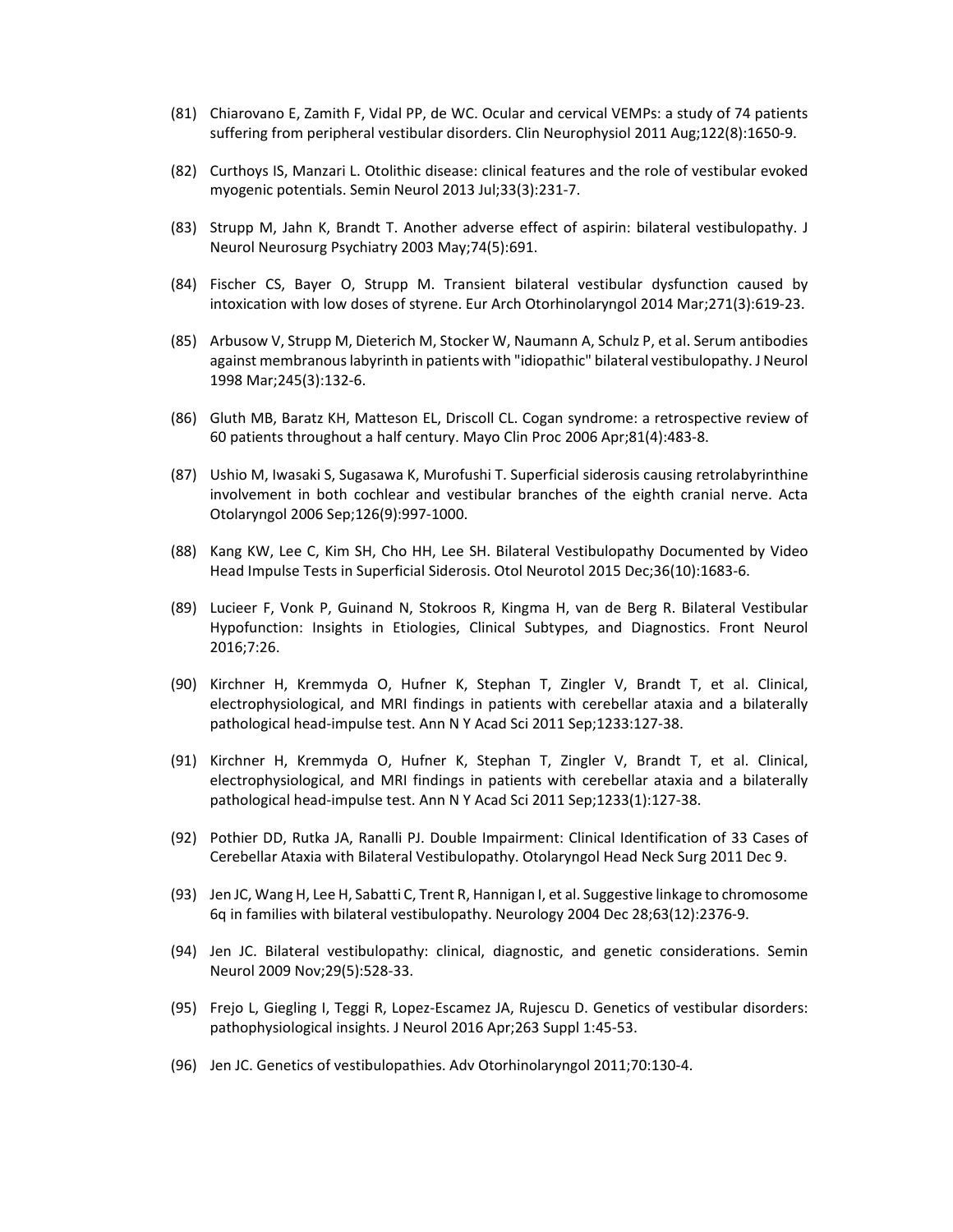(81) Chiarovano E, Zamith F, Vidal PP, de WC. Ocular and cervical VEMPs: a study of 74 patients suffering from peripheral vestibular disorders. Clin Neurophysiol 2011 Aug;122(8):1650-9.

(82) Curthoys IS, Manzari L. Otolithic disease: clinical features and the role of vestibular evoked myogenic potentials. Semin Neurol 2013 Jul;33(3):231-7.

(83) Strupp M, Jahn K, Brandt T. Another adverse effect of aspirin: bilateral vestibulopathy. J Neurol Neurosurg Psychiatry 2003 May;74(5):691.

(84) Fischer CS, Bayer O, Strupp M. Transient bilateral vestibular dysfunction caused by intoxication with low doses of styrene. Eur Arch Otorhinolaryngol 2014 Mar;271(3):619-23.

(85) Arbusow V, Strupp M, Dieterich M, Stocker W, Naumann A, Schulz P, et al. Serum antibodies against membranous labyrinth in patients with "idiopathic" bilateral vestibulopathy. J Neurol 1998 Mar;245(3):132-6.

(86) Gluth MB, Baratz KH, Matteson EL, Driscoll CL. Cogan syndrome: a retrospective review of 60 patients throughout a half century. Mayo Clin Proc 2006 Apr;81(4):483-8.

(87) Ushio M, Iwasaki S, Sugasawa K, Murofushi T. Superficial siderosis causing retrolabyrinthine involvement in both cochlear and vestibular branches of the eighth cranial nerve. Acta Otolaryngol 2006 Sep;126(9):997-1000.

(88) Kang KW, Lee C, Kim SH, Cho HH, Lee SH. Bilateral Vestibulopathy Documented by Video Head Impulse Tests in Superficial Siderosis. Otol Neurotol 2015 Dec;36(10):1683-6.

(89) Lucieer F, Vonk P, Guinand N, Stokroos R, Kingma H, van de Berg R. Bilateral Vestibular Hypofunction: Insights in Etiologies, Clinical Subtypes, and Diagnostics. Front Neurol 2016;7:26.

(90) Kirchner H, Kremmyda O, Hufner K, Stephan T, Zingler V, Brandt T, et al. Clinical, electrophysiological, and MRI findings in patients with cerebellar ataxia and a bilaterally pathological head-impulse test. Ann N Y Acad Sci 2011 Sep;1233:127-38.

(91) Kirchner H, Kremmyda O, Hufner K, Stephan T, Zingler V, Brandt T, et al. Clinical, electrophysiological, and MRI findings in patients with cerebellar ataxia and a bilaterally pathological head-impulse test. Ann N Y Acad Sci 2011 Sep;1233(1):127-38.

(92) Pothier DD, Rutka JA, Ranalli PJ. Double Impairment: Clinical Identification of 33 Cases of Cerebellar Ataxia with Bilateral Vestibulopathy. Otolaryngol Head Neck Surg 2011 Dec 9.

(93) Jen JC, Wang H, Lee H, Sabatti C, Trent R, Hannigan I, et al. Suggestive linkage to chromosome 6q in families with bilateral vestibulopathy. Neurology 2004 Dec 28;63(12):2376-9.

(94) Jen JC. Bilateral vestibulopathy: clinical, diagnostic, and genetic considerations. Semin Neurol 2009 Nov;29(5):528-33.

(95) Frejo L, Giegling I, Teggi R, Lopez-Escamez JA, Rujescu D. Genetics of vestibular disorders: pathophysiological insights. J Neurol 2016 Apr;263 Suppl 1:45-53.

(96) Jen JC. Genetics of vestibulopathies. Adv Otorhinolaryngol 2011;70:130-4.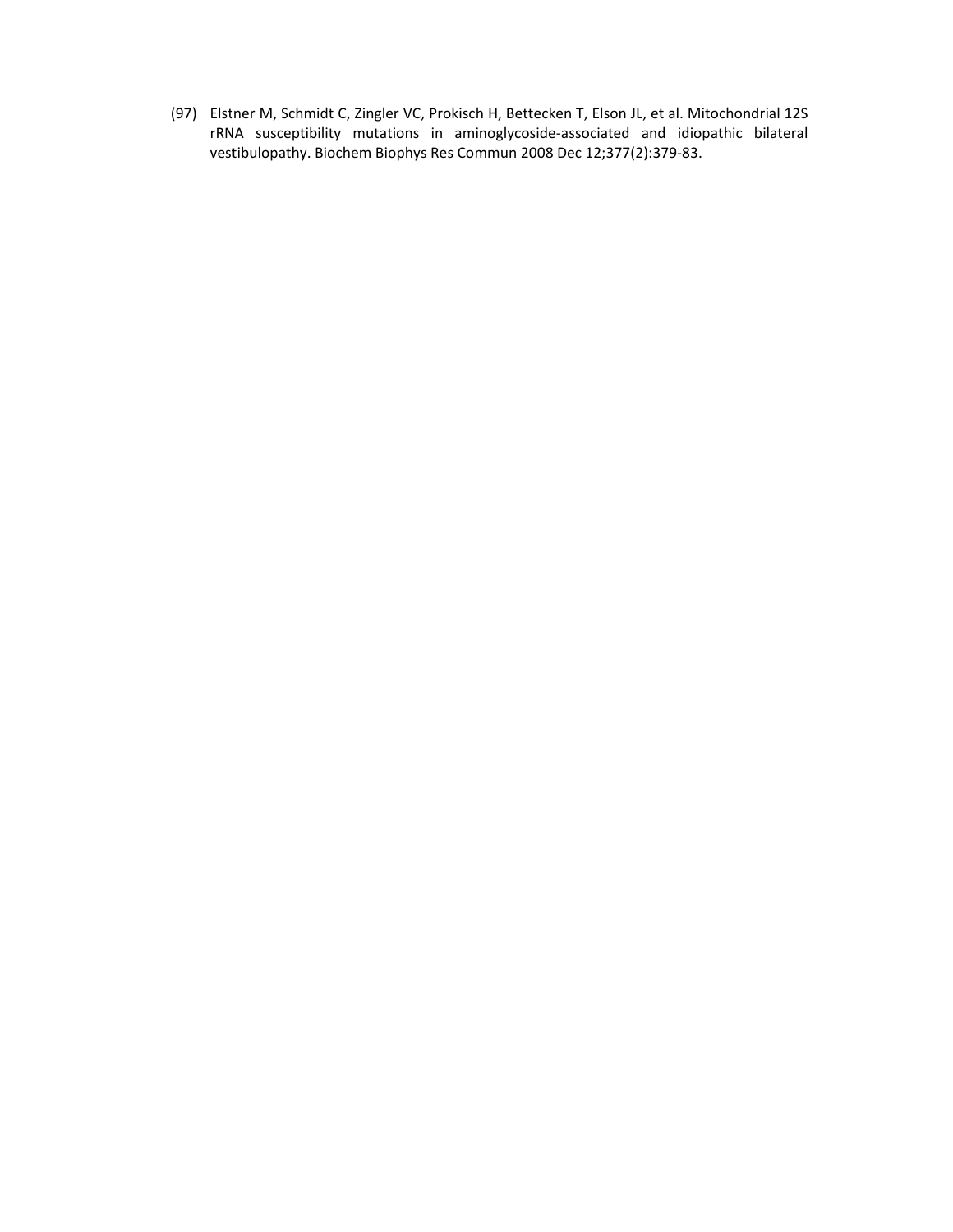(97) Elstner M, Schmidt C, Zingler VC, Prokisch H, Bettecken T, Elson JL, et al. Mitochondrial 12S rRNA susceptibility mutations in aminoglycoside-associated and idiopathic bilateral vestibulopathy. Biochem Biophys Res Commun 2008 Dec 12;377(2):379-83.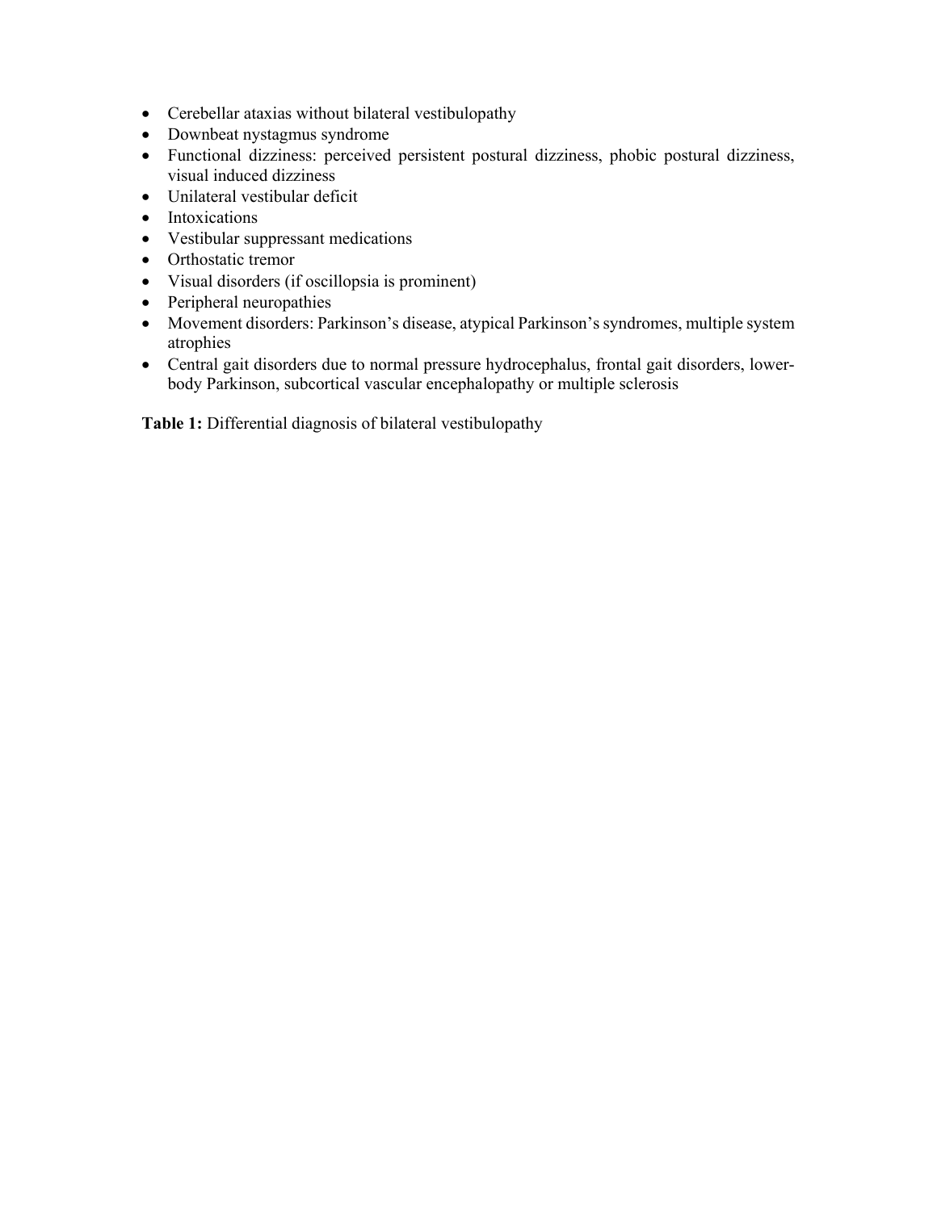- Cerebellar ataxias without bilateral vestibulopathy
- Downbeat nystagmus syndrome
- Functional dizziness: perceived persistent postural dizziness, phobic postural dizziness, visual induced dizziness
- Unilateral vestibular deficit
- Intoxications
- Vestibular suppressant medications
- Orthostatic tremor
- Visual disorders (if oscillopsia is prominent)
- Peripheral neuropathies
- Movement disorders: Parkinson's disease, atypical Parkinson's syndromes, multiple system atrophies
- Central gait disorders due to normal pressure hydrocephalus, frontal gait disorders, lower-body Parkinson, subcortical vascular encephalopathy or multiple sclerosis

**Table 1:** Differential diagnosis of bilateral vestibulopathy